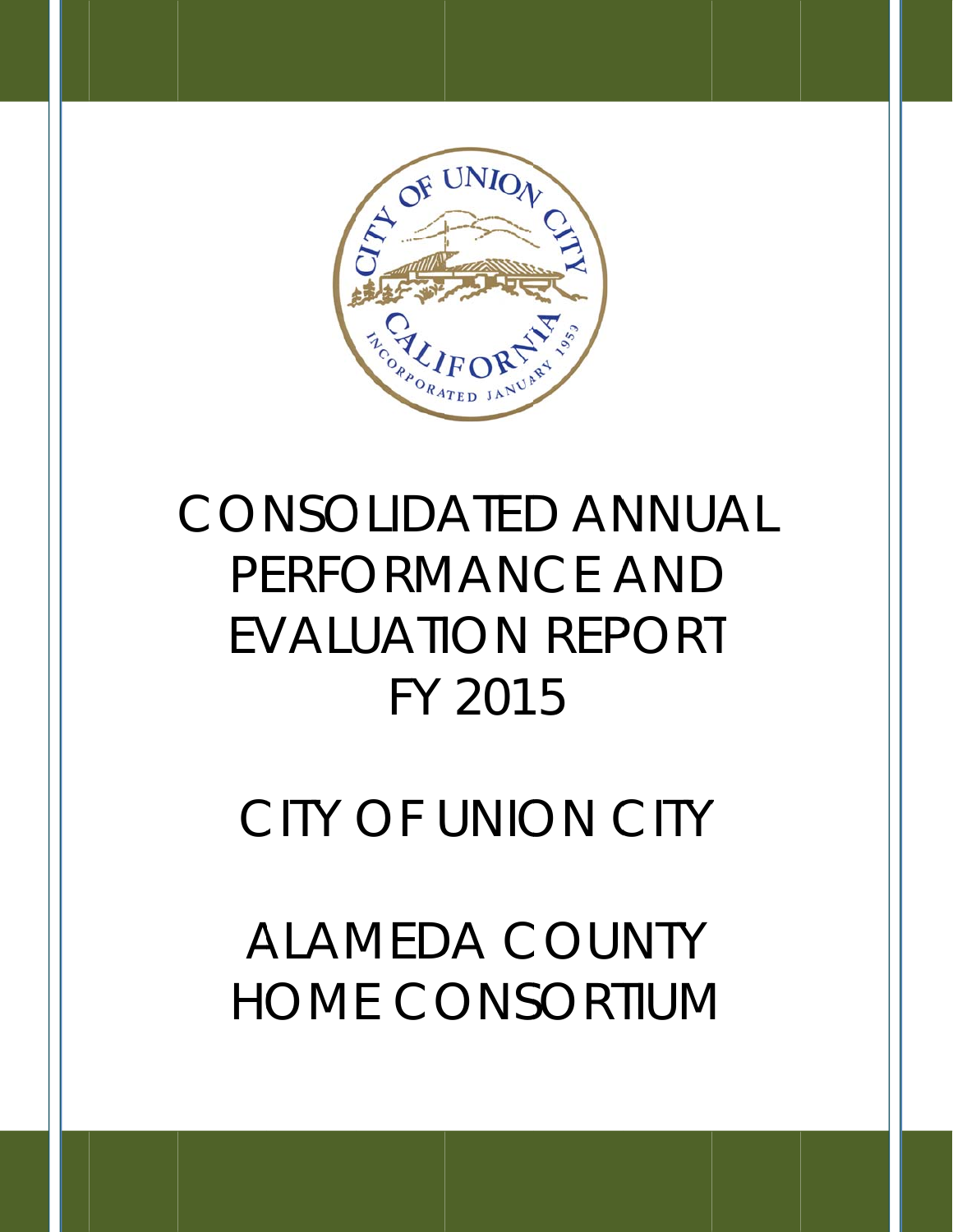# CONSOLIDATED ANNUAL PERFORMANCE AND EVALUATION REPORT FY 2015

# CITY OF UNION CITY

# ALAMEDA COUNTY HOME CONSORTIUM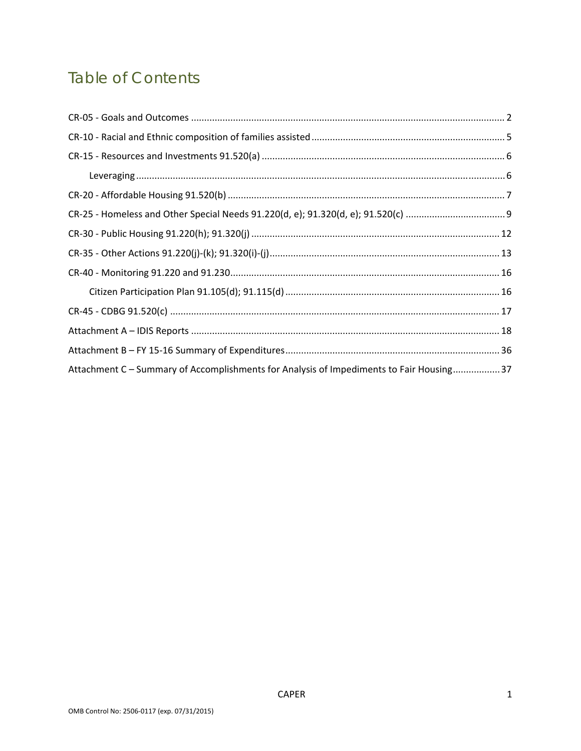# Table of Contents

CR-05 - Goals and Outcomes ........................................................................................................................ 2

CR-10 - Racial and Ethnic composition of families assisted .......................................................................... 5

CR-15 - Resources and Investments 91.520(a) ............................................................................................ 6

  Leveraging ............................................................................................................................................. 6

CR-20 - Affordable Housing 91.520(b) ......................................................................................................... 7

CR-25 - Homeless and Other Special Needs 91.220(d, e); 91.320(d, e); 91.520(c) ...................................... 9

CR-30 - Public Housing 91.220(h); 91.320(j) .............................................................................................. 12

CR-35 - Other Actions 91.220(j)-(k); 91.320(i)-(j) ....................................................................................... 13

CR-40 - Monitoring 91.220 and 91.230 ....................................................................................................... 16

  Citizen Participation Plan 91.105(d); 91.115(d) .................................................................................. 16

CR-45 - CDBG 91.520(c) ............................................................................................................................. 17

Attachment A – IDIS Reports ...................................................................................................................... 18

Attachment B – FY 15-16 Summary of Expenditures .................................................................................. 36

Attachment C – Summary of Accomplishments for Analysis of Impediments to Fair Housing .................. 37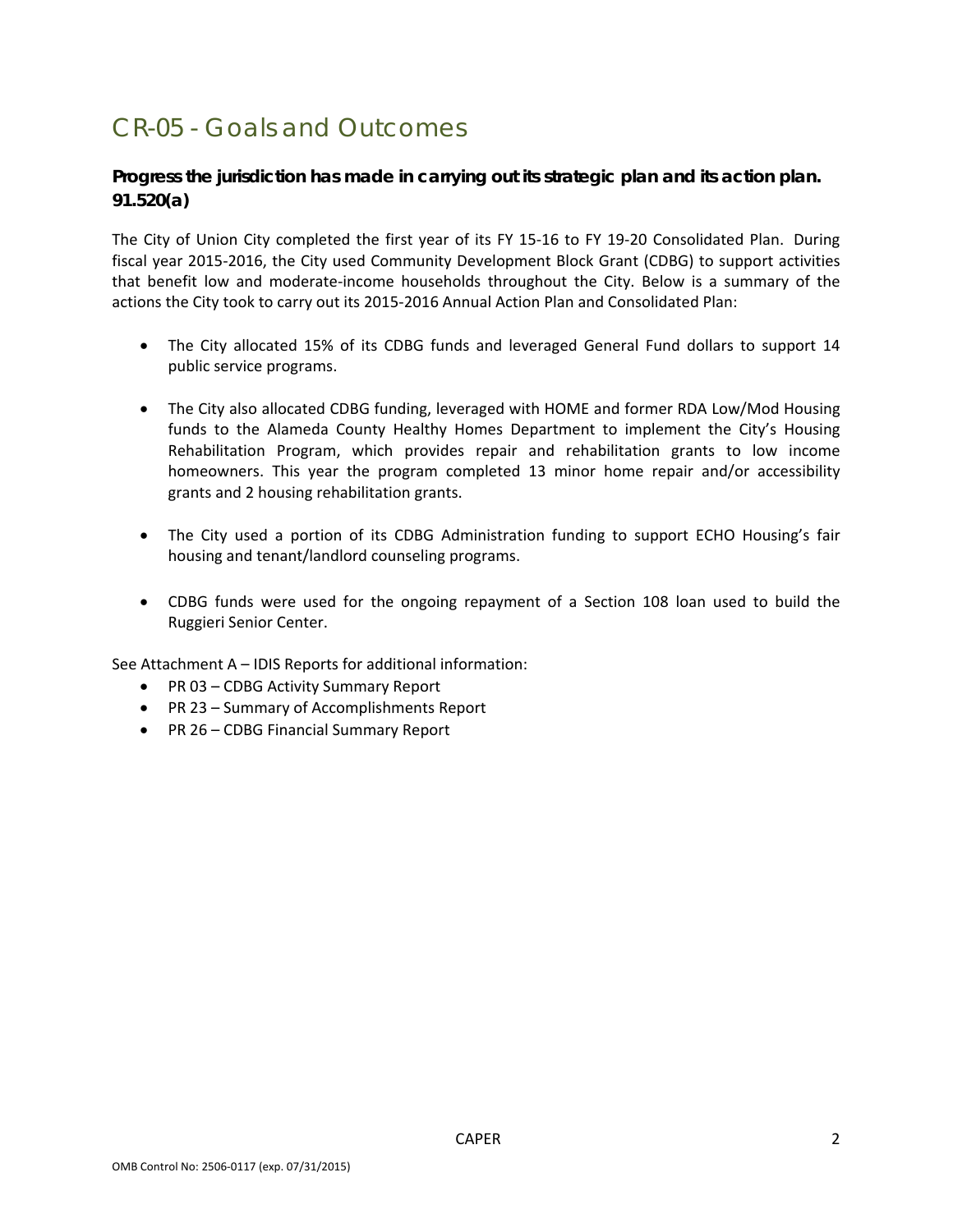# CR-05 - Goals and Outcomes

### Progress the jurisdiction has made in carrying out its strategic plan and its action plan. 91.520(a)

The City of Union City completed the first year of its FY 15-16 to FY 19-20 Consolidated Plan. During fiscal year 2015-2016, the City used Community Development Block Grant (CDBG) to support activities that benefit low and moderate-income households throughout the City. Below is a summary of the actions the City took to carry out its 2015-2016 Annual Action Plan and Consolidated Plan:

- The City allocated 15% of its CDBG funds and leveraged General Fund dollars to support 14 public service programs.
- The City also allocated CDBG funding, leveraged with HOME and former RDA Low/Mod Housing funds to the Alameda County Healthy Homes Department to implement the City's Housing Rehabilitation Program, which provides repair and rehabilitation grants to low income homeowners. This year the program completed 13 minor home repair and/or accessibility grants and 2 housing rehabilitation grants.
- The City used a portion of its CDBG Administration funding to support ECHO Housing's fair housing and tenant/landlord counseling programs.
- CDBG funds were used for the ongoing repayment of a Section 108 loan used to build the Ruggieri Senior Center.

See Attachment A – IDIS Reports for additional information:

- PR 03 – CDBG Activity Summary Report
- PR 23 – Summary of Accomplishments Report
- PR 26 – CDBG Financial Summary Report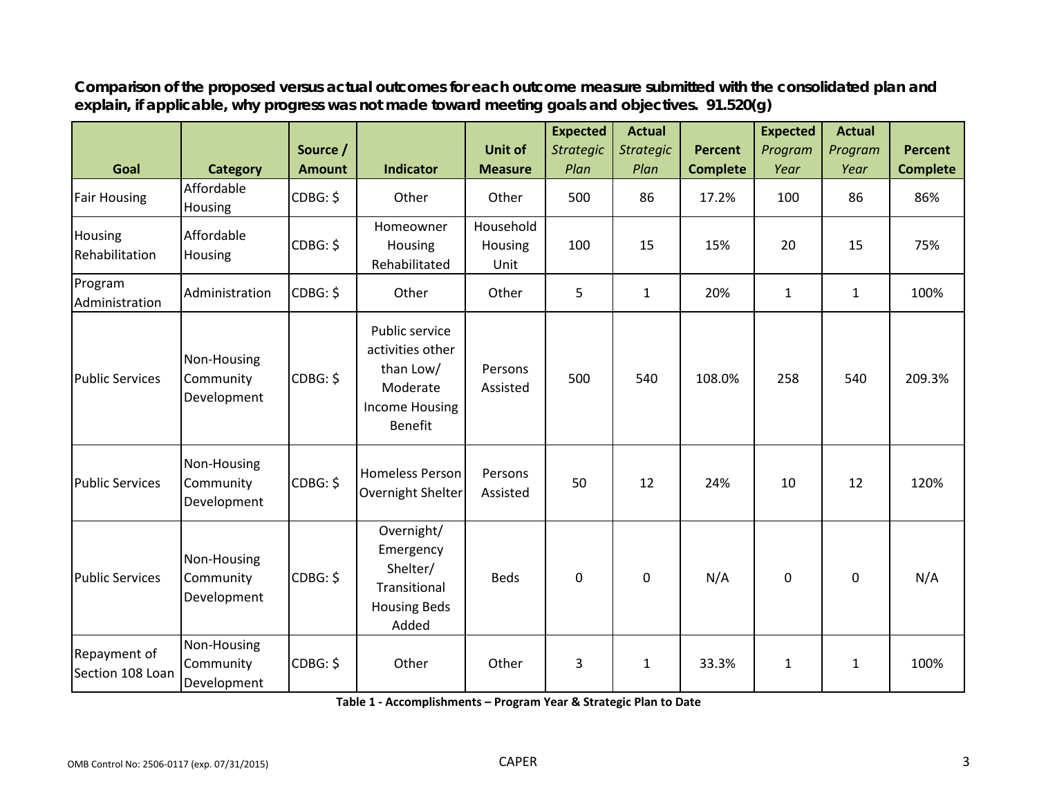**Comparison of the proposed versus actual outcomes for each outcome measure submitted with the consolidated plan and explain, if applicable, why progress was not made toward meeting goals and objectives. 91.520(g)**

| Goal | Category | Source / Amount | Indicator | Unit of Measure | Expected *Strategic Plan* | Actual *Strategic Plan* | Percent Complete | Expected *Program Year* | Actual *Program Year* | Percent Complete |
|---|---|---|---|---|---|---|---|---|---|---|
| Fair Housing | Affordable Housing | CDBG: $ | Other | Other | 500 | 86 | 17.2% | 100 | 86 | 86% |
| Housing Rehabilitation | Affordable Housing | CDBG: $ | Homeowner Housing Rehabilitated | Household Housing Unit | 100 | 15 | 15% | 20 | 15 | 75% |
| Program Administration | Administration | CDBG: $ | Other | Other | 5 | 1 | 20% | 1 | 1 | 100% |
| Public Services | Non-Housing Community Development | CDBG: $ | Public service activities other than Low/ Moderate Income Housing Benefit | Persons Assisted | 500 | 540 | 108.0% | 258 | 540 | 209.3% |
| Public Services | Non-Housing Community Development | CDBG: $ | Homeless Person Overnight Shelter | Persons Assisted | 50 | 12 | 24% | 10 | 12 | 120% |
| Public Services | Non-Housing Community Development | CDBG: $ | Overnight/ Emergency Shelter/ Transitional Housing Beds Added | Beds | 0 | 0 | N/A | 0 | 0 | N/A |
| Repayment of Section 108 Loan | Non-Housing Community Development | CDBG: $ | Other | Other | 3 | 1 | 33.3% | 1 | 1 | 100% |

**Table 1 - Accomplishments – Program Year & Strategic Plan to Date**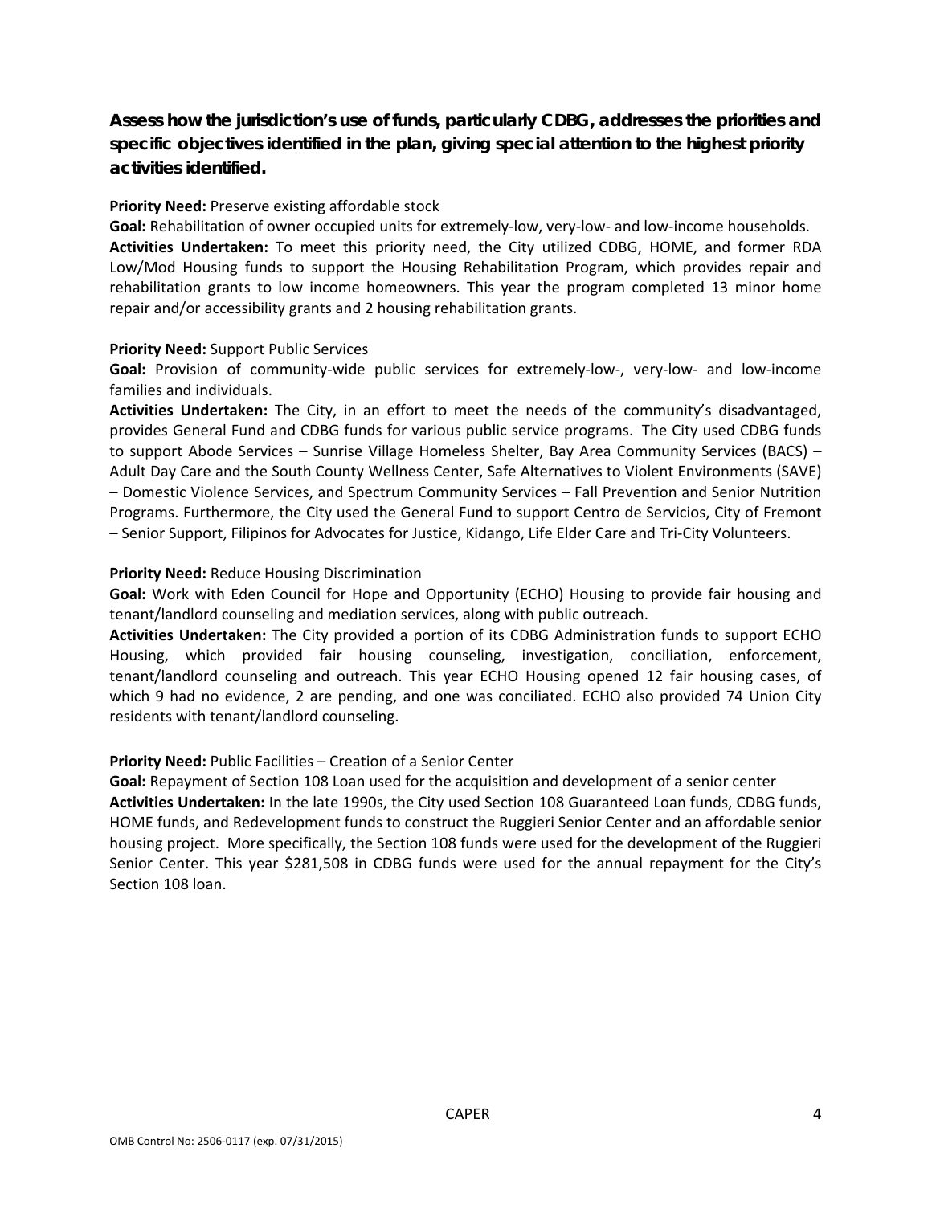**Assess how the jurisdiction's use of funds, particularly CDBG, addresses the priorities and specific objectives identified in the plan, giving special attention to the highest priority activities identified.**

**Priority Need:** Preserve existing affordable stock

**Goal:** Rehabilitation of owner occupied units for extremely-low, very-low- and low-income households.

**Activities Undertaken:** To meet this priority need, the City utilized CDBG, HOME, and former RDA Low/Mod Housing funds to support the Housing Rehabilitation Program, which provides repair and rehabilitation grants to low income homeowners. This year the program completed 13 minor home repair and/or accessibility grants and 2 housing rehabilitation grants.

**Priority Need:** Support Public Services

**Goal:** Provision of community-wide public services for extremely-low-, very-low- and low-income families and individuals.

**Activities Undertaken:** The City, in an effort to meet the needs of the community's disadvantaged, provides General Fund and CDBG funds for various public service programs. The City used CDBG funds to support Abode Services – Sunrise Village Homeless Shelter, Bay Area Community Services (BACS) – Adult Day Care and the South County Wellness Center, Safe Alternatives to Violent Environments (SAVE) – Domestic Violence Services, and Spectrum Community Services – Fall Prevention and Senior Nutrition Programs. Furthermore, the City used the General Fund to support Centro de Servicios, City of Fremont – Senior Support, Filipinos for Advocates for Justice, Kidango, Life Elder Care and Tri-City Volunteers.

**Priority Need:** Reduce Housing Discrimination

**Goal:** Work with Eden Council for Hope and Opportunity (ECHO) Housing to provide fair housing and tenant/landlord counseling and mediation services, along with public outreach.

**Activities Undertaken:** The City provided a portion of its CDBG Administration funds to support ECHO Housing, which provided fair housing counseling, investigation, conciliation, enforcement, tenant/landlord counseling and outreach. This year ECHO Housing opened 12 fair housing cases, of which 9 had no evidence, 2 are pending, and one was conciliated. ECHO also provided 74 Union City residents with tenant/landlord counseling.

**Priority Need:** Public Facilities – Creation of a Senior Center

**Goal:** Repayment of Section 108 Loan used for the acquisition and development of a senior center

**Activities Undertaken:** In the late 1990s, the City used Section 108 Guaranteed Loan funds, CDBG funds, HOME funds, and Redevelopment funds to construct the Ruggieri Senior Center and an affordable senior housing project. More specifically, the Section 108 funds were used for the development of the Ruggieri Senior Center. This year $281,508 in CDBG funds were used for the annual repayment for the City's Section 108 loan.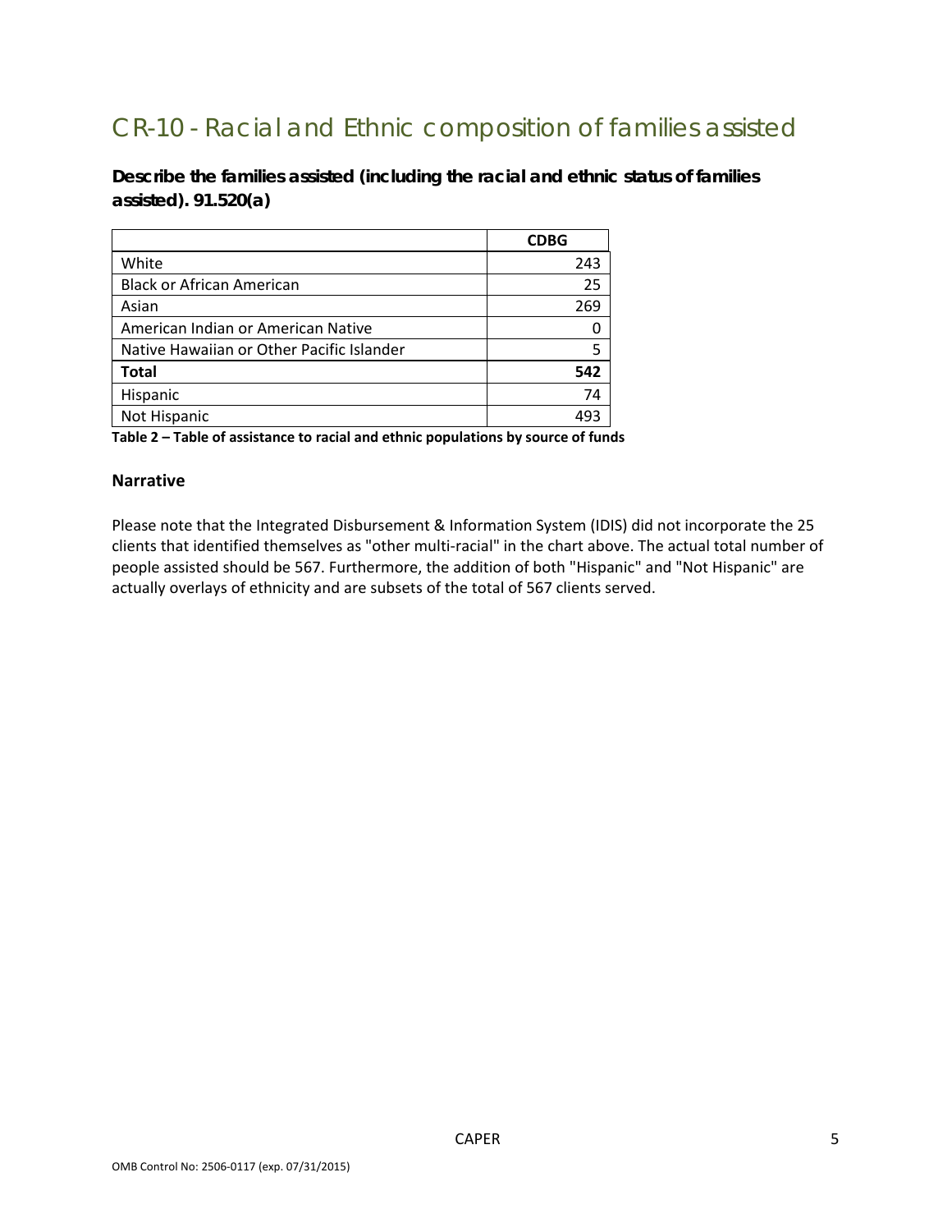# CR-10 - Racial and Ethnic composition of families assisted

**Describe the families assisted (including the racial and ethnic status of families assisted). 91.520(a)**

| | CDBG |
|---|---|
| White | 243 |
| Black or African American | 25 |
| Asian | 269 |
| American Indian or American Native | 0 |
| Native Hawaiian or Other Pacific Islander | 5 |
| **Total** | **542** |
| Hispanic | 74 |
| Not Hispanic | 493 |

**Table 2 – Table of assistance to racial and ethnic populations by source of funds**

### Narrative

Please note that the Integrated Disbursement & Information System (IDIS) did not incorporate the 25 clients that identified themselves as "other multi-racial" in the chart above. The actual total number of people assisted should be 567. Furthermore, the addition of both "Hispanic" and "Not Hispanic" are actually overlays of ethnicity and are subsets of the total of 567 clients served.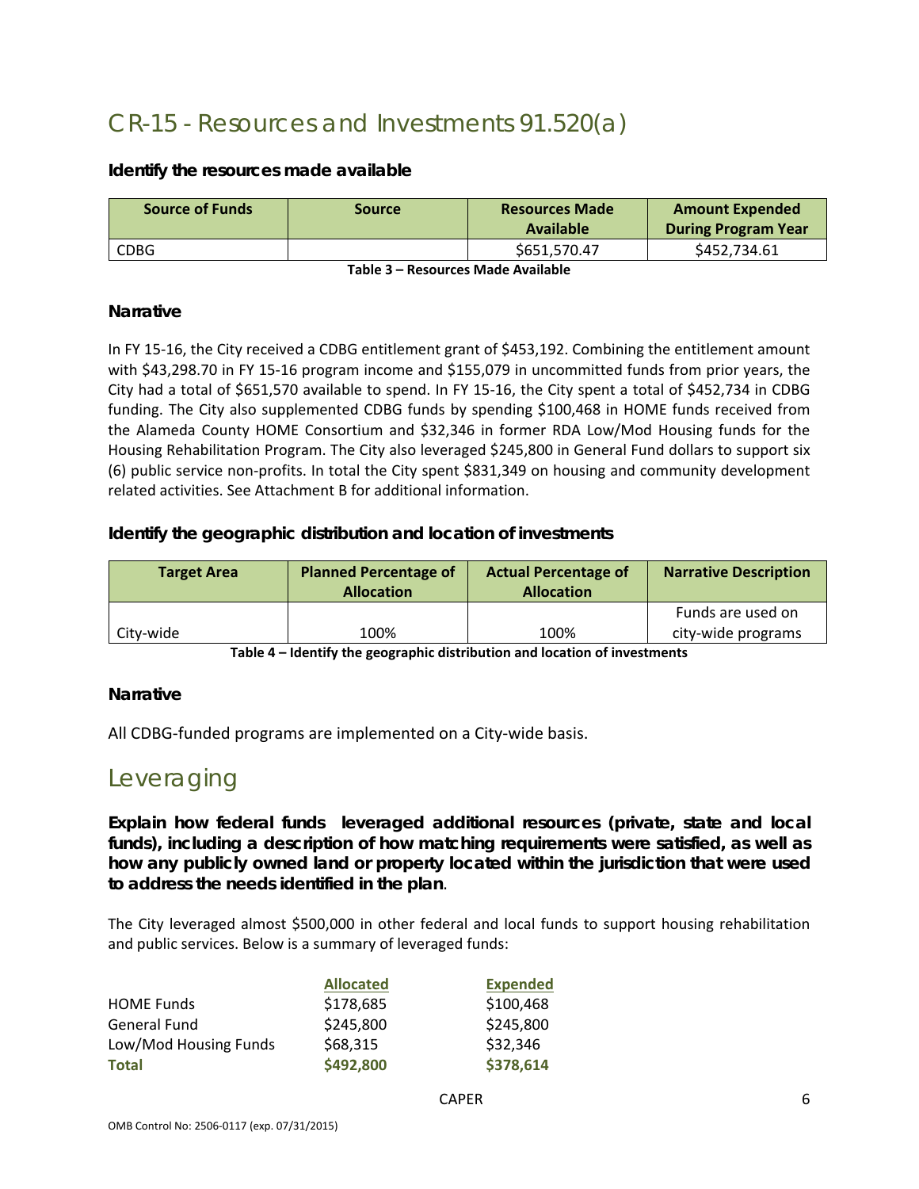# CR-15 - Resources and Investments 91.520(a)

### Identify the resources made available

| Source of Funds | Source | Resources Made Available | Amount Expended During Program Year |
|---|---|---|---|
| CDBG | | $651,570.47 | $452,734.61 |

**Table 3 – Resources Made Available**

### Narrative

In FY 15-16, the City received a CDBG entitlement grant of $453,192. Combining the entitlement amount with $43,298.70 in FY 15-16 program income and $155,079 in uncommitted funds from prior years, the City had a total of $651,570 available to spend. In FY 15-16, the City spent a total of $452,734 in CDBG funding. The City also supplemented CDBG funds by spending $100,468 in HOME funds received from the Alameda County HOME Consortium and $32,346 in former RDA Low/Mod Housing funds for the Housing Rehabilitation Program. The City also leveraged $245,800 in General Fund dollars to support six (6) public service non-profits. In total the City spent $831,349 on housing and community development related activities. See Attachment B for additional information.

### Identify the geographic distribution and location of investments

| Target Area | Planned Percentage of Allocation | Actual Percentage of Allocation | Narrative Description |
|---|---|---|---|
| City-wide | 100% | 100% | Funds are used on city-wide programs |

**Table 4 – Identify the geographic distribution and location of investments**

### Narrative

All CDBG-funded programs are implemented on a City-wide basis.

## Leveraging

**Explain how federal funds leveraged additional resources (private, state and local funds), including a description of how matching requirements were satisfied, as well as how any publicly owned land or property located within the jurisdiction that were used to address the needs identified in the plan**.

The City leveraged almost $500,000 in other federal and local funds to support housing rehabilitation and public services. Below is a summary of leveraged funds:

| | Allocated | Expended |
|---|---|---|
| HOME Funds | $178,685 | $100,468 |
| General Fund | $245,800 | $245,800 |
| Low/Mod Housing Funds | $68,315 | $32,346 |
| **Total** | **$492,800** | **$378,614** |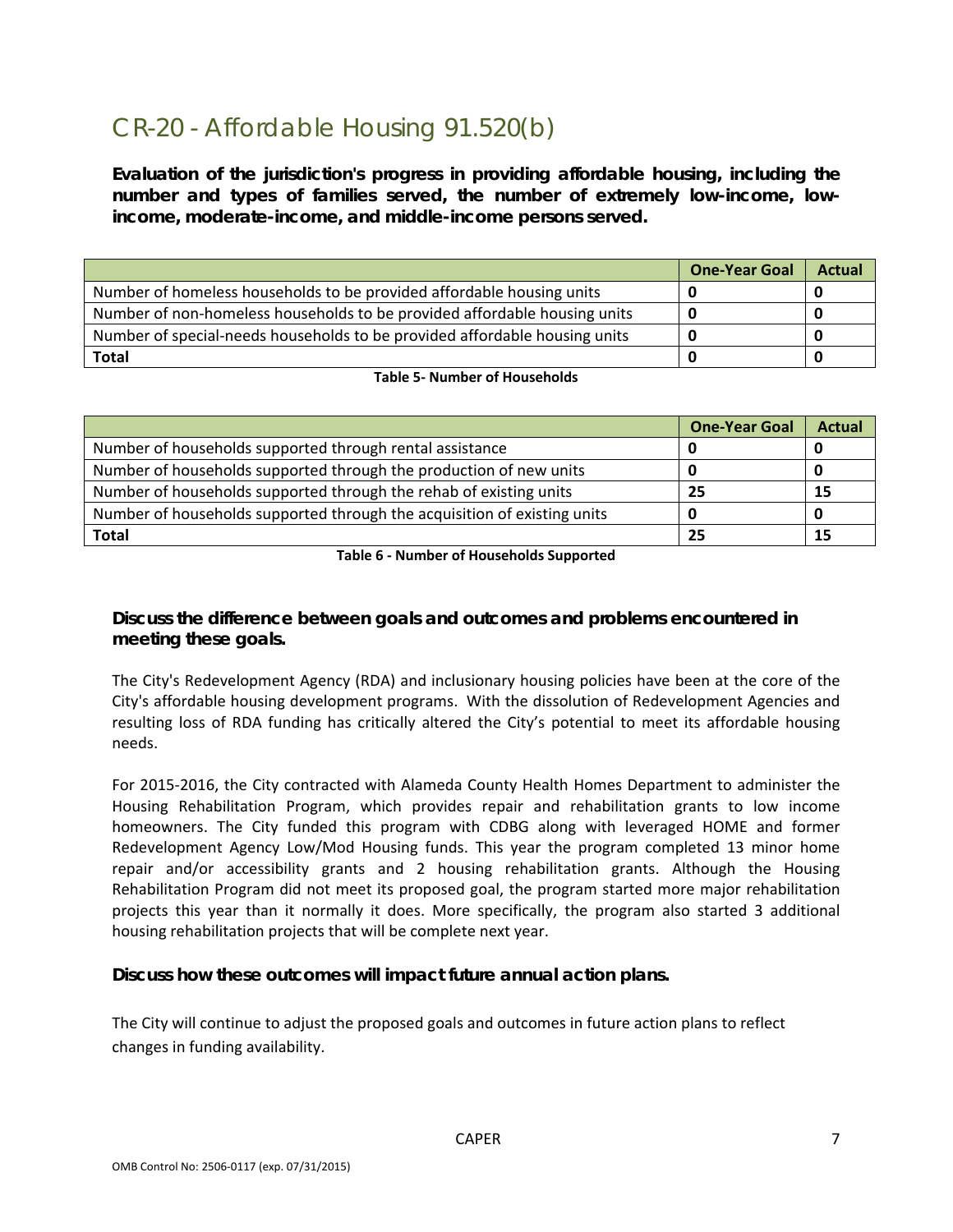# CR-20 - Affordable Housing 91.520(b)

**Evaluation of the jurisdiction's progress in providing affordable housing, including the number and types of families served, the number of extremely low-income, low-income, moderate-income, and middle-income persons served.**

| | One-Year Goal | Actual |
|---|---|---|
| Number of homeless households to be provided affordable housing units | 0 | 0 |
| Number of non-homeless households to be provided affordable housing units | 0 | 0 |
| Number of special-needs households to be provided affordable housing units | 0 | 0 |
| **Total** | 0 | 0 |

**Table 5- Number of Households**

| | One-Year Goal | Actual |
|---|---|---|
| Number of households supported through rental assistance | 0 | 0 |
| Number of households supported through the production of new units | 0 | 0 |
| Number of households supported through the rehab of existing units | 25 | 15 |
| Number of households supported through the acquisition of existing units | 0 | 0 |
| **Total** | 25 | 15 |

**Table 6 - Number of Households Supported**

### Discuss the difference between goals and outcomes and problems encountered in meeting these goals.

The City's Redevelopment Agency (RDA) and inclusionary housing policies have been at the core of the City's affordable housing development programs. With the dissolution of Redevelopment Agencies and resulting loss of RDA funding has critically altered the City's potential to meet its affordable housing needs.

For 2015-2016, the City contracted with Alameda County Health Homes Department to administer the Housing Rehabilitation Program, which provides repair and rehabilitation grants to low income homeowners. The City funded this program with CDBG along with leveraged HOME and former Redevelopment Agency Low/Mod Housing funds. This year the program completed 13 minor home repair and/or accessibility grants and 2 housing rehabilitation grants. Although the Housing Rehabilitation Program did not meet its proposed goal, the program started more major rehabilitation projects this year than it normally it does. More specifically, the program also started 3 additional housing rehabilitation projects that will be complete next year.

### Discuss how these outcomes will impact future annual action plans.

The City will continue to adjust the proposed goals and outcomes in future action plans to reflect changes in funding availability.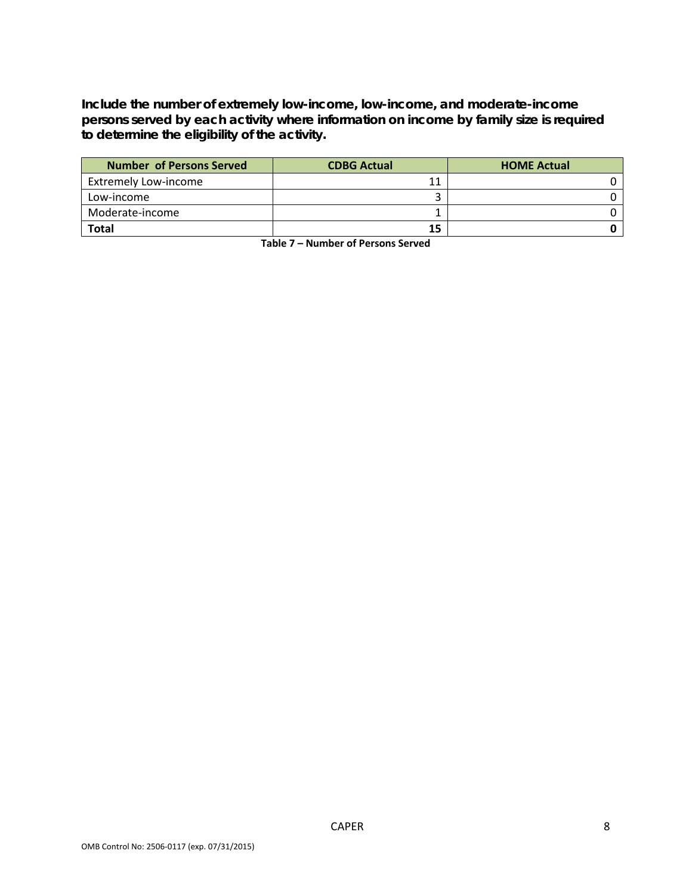**Include the number of extremely low-income, low-income, and moderate-income persons served by each activity where information on income by family size is required to determine the eligibility of the activity.**

| Number of Persons Served | CDBG Actual | HOME Actual |
|---|---|---|
| Extremely Low-income | 11 | 0 |
| Low-income | 3 | 0 |
| Moderate-income | 1 | 0 |
| **Total** | **15** | **0** |

**Table 7 – Number of Persons Served**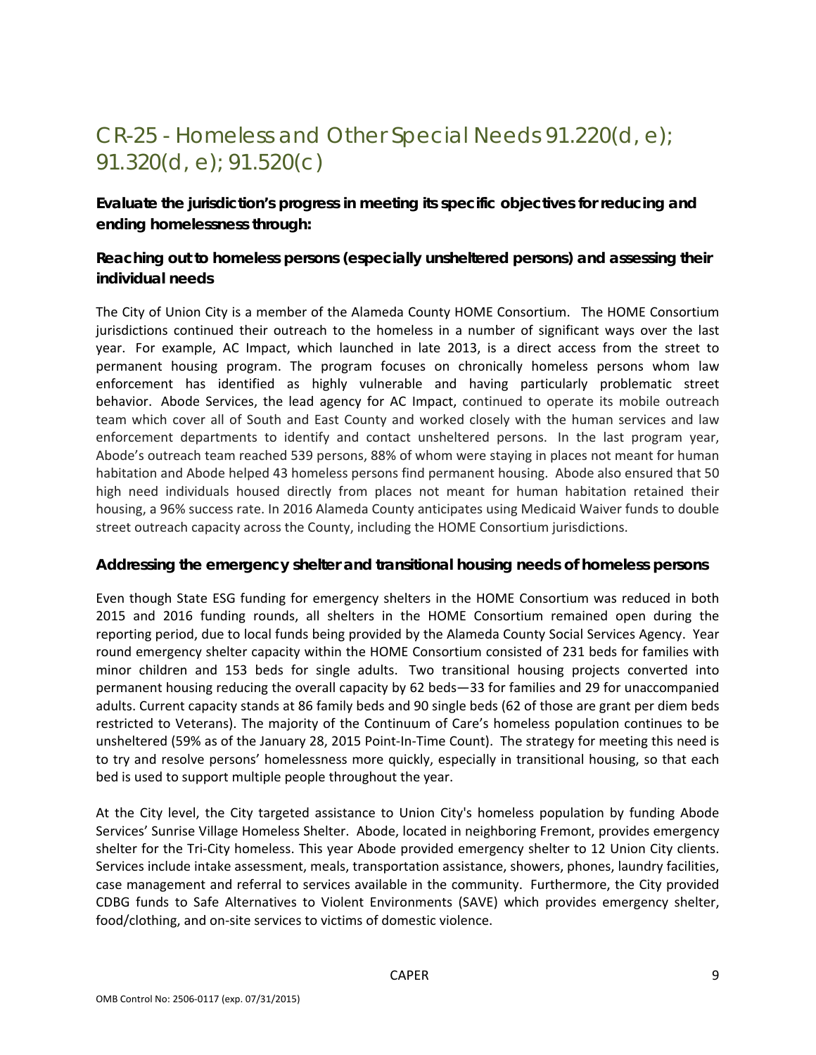# CR-25 - Homeless and Other Special Needs 91.220(d, e); 91.320(d, e); 91.520(c)

**Evaluate the jurisdiction's progress in meeting its specific objectives for reducing and ending homelessness through:**

### Reaching out to homeless persons (especially unsheltered persons) and assessing their individual needs

The City of Union City is a member of the Alameda County HOME Consortium. The HOME Consortium jurisdictions continued their outreach to the homeless in a number of significant ways over the last year. For example, AC Impact, which launched in late 2013, is a direct access from the street to permanent housing program. The program focuses on chronically homeless persons whom law enforcement has identified as highly vulnerable and having particularly problematic street behavior. Abode Services, the lead agency for AC Impact, continued to operate its mobile outreach team which cover all of South and East County and worked closely with the human services and law enforcement departments to identify and contact unsheltered persons. In the last program year, Abode's outreach team reached 539 persons, 88% of whom were staying in places not meant for human habitation and Abode helped 43 homeless persons find permanent housing. Abode also ensured that 50 high need individuals housed directly from places not meant for human habitation retained their housing, a 96% success rate. In 2016 Alameda County anticipates using Medicaid Waiver funds to double street outreach capacity across the County, including the HOME Consortium jurisdictions.

### Addressing the emergency shelter and transitional housing needs of homeless persons

Even though State ESG funding for emergency shelters in the HOME Consortium was reduced in both 2015 and 2016 funding rounds, all shelters in the HOME Consortium remained open during the reporting period, due to local funds being provided by the Alameda County Social Services Agency. Year round emergency shelter capacity within the HOME Consortium consisted of 231 beds for families with minor children and 153 beds for single adults. Two transitional housing projects converted into permanent housing reducing the overall capacity by 62 beds—33 for families and 29 for unaccompanied adults. Current capacity stands at 86 family beds and 90 single beds (62 of those are grant per diem beds restricted to Veterans). The majority of the Continuum of Care's homeless population continues to be unsheltered (59% as of the January 28, 2015 Point-In-Time Count). The strategy for meeting this need is to try and resolve persons' homelessness more quickly, especially in transitional housing, so that each bed is used to support multiple people throughout the year.

At the City level, the City targeted assistance to Union City's homeless population by funding Abode Services' Sunrise Village Homeless Shelter. Abode, located in neighboring Fremont, provides emergency shelter for the Tri-City homeless. This year Abode provided emergency shelter to 12 Union City clients. Services include intake assessment, meals, transportation assistance, showers, phones, laundry facilities, case management and referral to services available in the community. Furthermore, the City provided CDBG funds to Safe Alternatives to Violent Environments (SAVE) which provides emergency shelter, food/clothing, and on-site services to victims of domestic violence.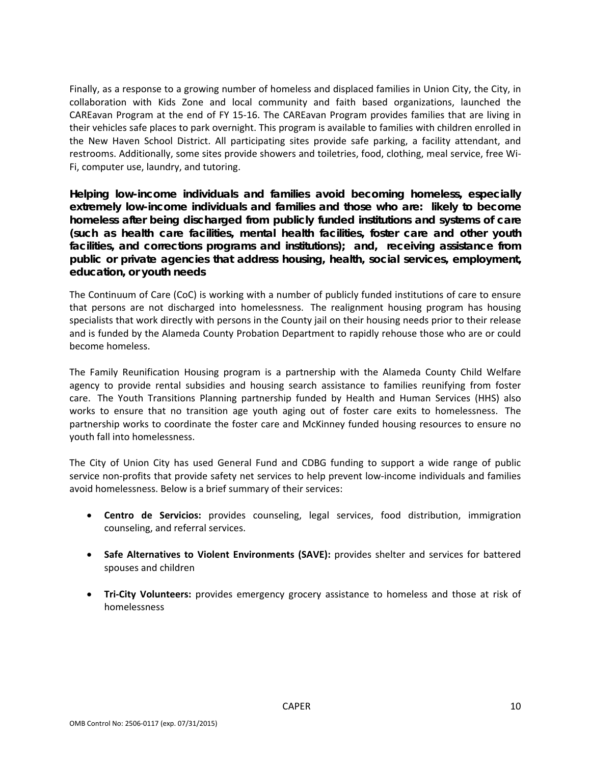Finally, as a response to a growing number of homeless and displaced families in Union City, the City, in collaboration with Kids Zone and local community and faith based organizations, launched the CAREavan Program at the end of FY 15-16. The CAREavan Program provides families that are living in their vehicles safe places to park overnight. This program is available to families with children enrolled in the New Haven School District. All participating sites provide safe parking, a facility attendant, and restrooms. Additionally, some sites provide showers and toiletries, food, clothing, meal service, free Wi-Fi, computer use, laundry, and tutoring.

**Helping low-income individuals and families avoid becoming homeless, especially extremely low-income individuals and families and those who are: likely to become homeless after being discharged from publicly funded institutions and systems of care (such as health care facilities, mental health facilities, foster care and other youth facilities, and corrections programs and institutions); and, receiving assistance from public or private agencies that address housing, health, social services, employment, education, or youth needs**

The Continuum of Care (CoC) is working with a number of publicly funded institutions of care to ensure that persons are not discharged into homelessness. The realignment housing program has housing specialists that work directly with persons in the County jail on their housing needs prior to their release and is funded by the Alameda County Probation Department to rapidly rehouse those who are or could become homeless.

The Family Reunification Housing program is a partnership with the Alameda County Child Welfare agency to provide rental subsidies and housing search assistance to families reunifying from foster care. The Youth Transitions Planning partnership funded by Health and Human Services (HHS) also works to ensure that no transition age youth aging out of foster care exits to homelessness. The partnership works to coordinate the foster care and McKinney funded housing resources to ensure no youth fall into homelessness.

The City of Union City has used General Fund and CDBG funding to support a wide range of public service non-profits that provide safety net services to help prevent low-income individuals and families avoid homelessness. Below is a brief summary of their services:

- **Centro de Servicios:** provides counseling, legal services, food distribution, immigration counseling, and referral services.
- **Safe Alternatives to Violent Environments (SAVE):** provides shelter and services for battered spouses and children
- **Tri-City Volunteers:** provides emergency grocery assistance to homeless and those at risk of homelessness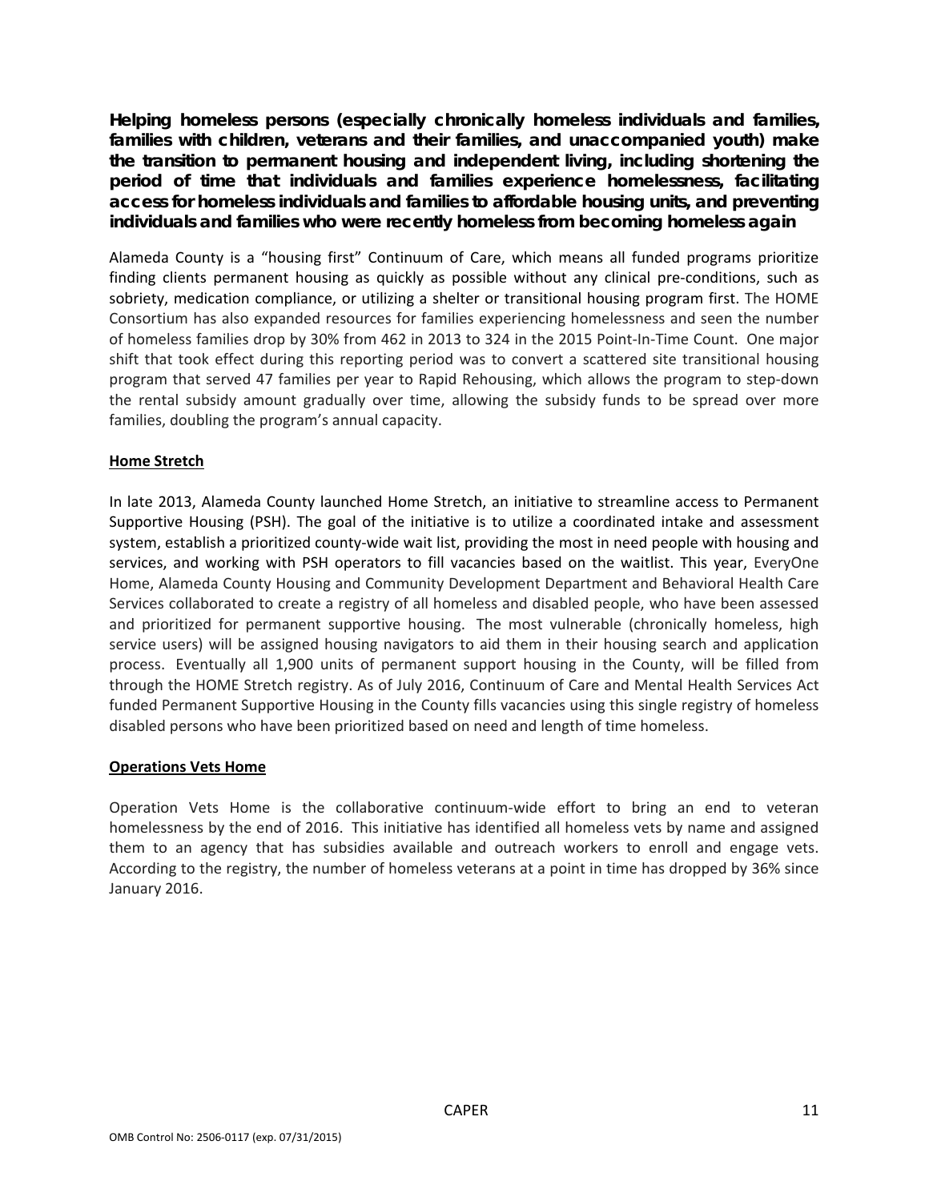**Helping homeless persons (especially chronically homeless individuals and families, families with children, veterans and their families, and unaccompanied youth) make the transition to permanent housing and independent living, including shortening the period of time that individuals and families experience homelessness, facilitating access for homeless individuals and families to affordable housing units, and preventing individuals and families who were recently homeless from becoming homeless again**

Alameda County is a "housing first" Continuum of Care, which means all funded programs prioritize finding clients permanent housing as quickly as possible without any clinical pre-conditions, such as sobriety, medication compliance, or utilizing a shelter or transitional housing program first. The HOME Consortium has also expanded resources for families experiencing homelessness and seen the number of homeless families drop by 30% from 462 in 2013 to 324 in the 2015 Point-In-Time Count. One major shift that took effect during this reporting period was to convert a scattered site transitional housing program that served 47 families per year to Rapid Rehousing, which allows the program to step-down the rental subsidy amount gradually over time, allowing the subsidy funds to be spread over more families, doubling the program's annual capacity.

**Home Stretch**

In late 2013, Alameda County launched Home Stretch, an initiative to streamline access to Permanent Supportive Housing (PSH). The goal of the initiative is to utilize a coordinated intake and assessment system, establish a prioritized county-wide wait list, providing the most in need people with housing and services, and working with PSH operators to fill vacancies based on the waitlist. This year, EveryOne Home, Alameda County Housing and Community Development Department and Behavioral Health Care Services collaborated to create a registry of all homeless and disabled people, who have been assessed and prioritized for permanent supportive housing. The most vulnerable (chronically homeless, high service users) will be assigned housing navigators to aid them in their housing search and application process. Eventually all 1,900 units of permanent support housing in the County, will be filled from through the HOME Stretch registry. As of July 2016, Continuum of Care and Mental Health Services Act funded Permanent Supportive Housing in the County fills vacancies using this single registry of homeless disabled persons who have been prioritized based on need and length of time homeless.

**Operations Vets Home**

Operation Vets Home is the collaborative continuum-wide effort to bring an end to veteran homelessness by the end of 2016. This initiative has identified all homeless vets by name and assigned them to an agency that has subsidies available and outreach workers to enroll and engage vets. According to the registry, the number of homeless veterans at a point in time has dropped by 36% since January 2016.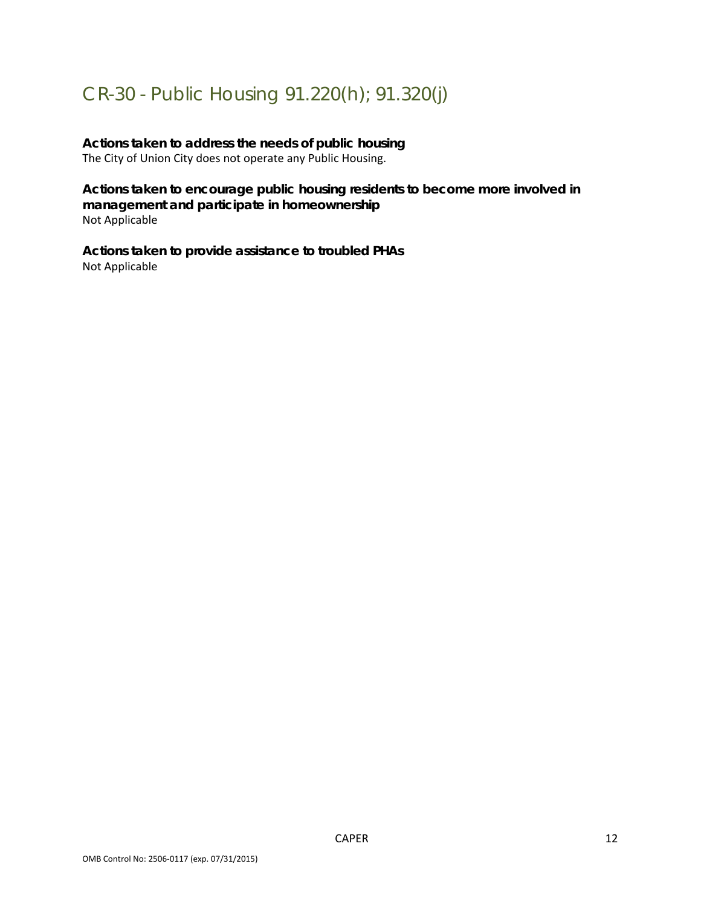# CR-30 - Public Housing 91.220(h); 91.320(j)

**Actions taken to address the needs of public housing**

The City of Union City does not operate any Public Housing.

**Actions taken to encourage public housing residents to become more involved in management and participate in homeownership**

Not Applicable

**Actions taken to provide assistance to troubled PHAs**

Not Applicable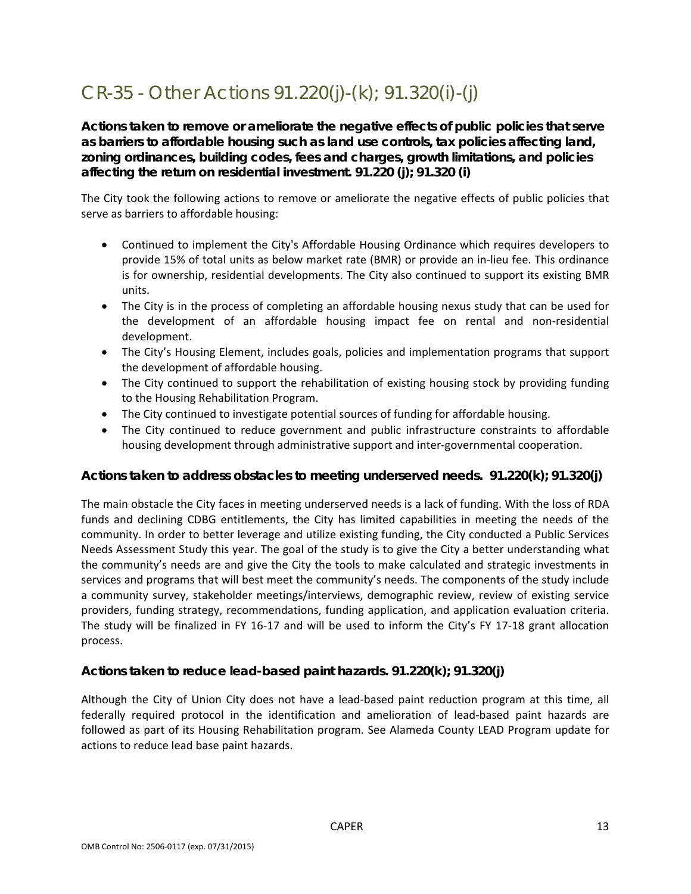# CR-35 - Other Actions 91.220(j)-(k); 91.320(i)-(j)

**Actions taken to remove or ameliorate the negative effects of public policies that serve as barriers to affordable housing such as land use controls, tax policies affecting land, zoning ordinances, building codes, fees and charges, growth limitations, and policies affecting the return on residential investment. 91.220 (j); 91.320 (i)**

The City took the following actions to remove or ameliorate the negative effects of public policies that serve as barriers to affordable housing:

- Continued to implement the City's Affordable Housing Ordinance which requires developers to provide 15% of total units as below market rate (BMR) or provide an in-lieu fee. This ordinance is for ownership, residential developments. The City also continued to support its existing BMR units.
- The City is in the process of completing an affordable housing nexus study that can be used for the development of an affordable housing impact fee on rental and non-residential development.
- The City's Housing Element, includes goals, policies and implementation programs that support the development of affordable housing.
- The City continued to support the rehabilitation of existing housing stock by providing funding to the Housing Rehabilitation Program.
- The City continued to investigate potential sources of funding for affordable housing.
- The City continued to reduce government and public infrastructure constraints to affordable housing development through administrative support and inter-governmental cooperation.

**Actions taken to address obstacles to meeting underserved needs. 91.220(k); 91.320(j)**

The main obstacle the City faces in meeting underserved needs is a lack of funding. With the loss of RDA funds and declining CDBG entitlements, the City has limited capabilities in meeting the needs of the community. In order to better leverage and utilize existing funding, the City conducted a Public Services Needs Assessment Study this year. The goal of the study is to give the City a better understanding what the community's needs are and give the City the tools to make calculated and strategic investments in services and programs that will best meet the community's needs. The components of the study include a community survey, stakeholder meetings/interviews, demographic review, review of existing service providers, funding strategy, recommendations, funding application, and application evaluation criteria. The study will be finalized in FY 16-17 and will be used to inform the City's FY 17-18 grant allocation process.

**Actions taken to reduce lead-based paint hazards. 91.220(k); 91.320(j)**

Although the City of Union City does not have a lead-based paint reduction program at this time, all federally required protocol in the identification and amelioration of lead-based paint hazards are followed as part of its Housing Rehabilitation program. See Alameda County LEAD Program update for actions to reduce lead base paint hazards.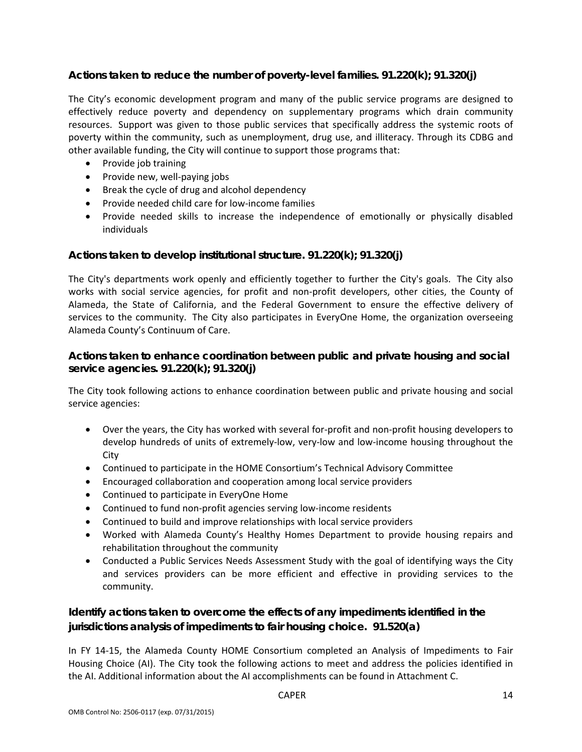### Actions taken to reduce the number of poverty-level families. 91.220(k); 91.320(j)

The City's economic development program and many of the public service programs are designed to effectively reduce poverty and dependency on supplementary programs which drain community resources. Support was given to those public services that specifically address the systemic roots of poverty within the community, such as unemployment, drug use, and illiteracy. Through its CDBG and other available funding, the City will continue to support those programs that:

- Provide job training
- Provide new, well-paying jobs
- Break the cycle of drug and alcohol dependency
- Provide needed child care for low-income families
- Provide needed skills to increase the independence of emotionally or physically disabled individuals

### Actions taken to develop institutional structure. 91.220(k); 91.320(j)

The City's departments work openly and efficiently together to further the City's goals. The City also works with social service agencies, for profit and non-profit developers, other cities, the County of Alameda, the State of California, and the Federal Government to ensure the effective delivery of services to the community. The City also participates in EveryOne Home, the organization overseeing Alameda County's Continuum of Care.

### Actions taken to enhance coordination between public and private housing and social service agencies. 91.220(k); 91.320(j)

The City took following actions to enhance coordination between public and private housing and social service agencies:

- Over the years, the City has worked with several for-profit and non-profit housing developers to develop hundreds of units of extremely-low, very-low and low-income housing throughout the City
- Continued to participate in the HOME Consortium's Technical Advisory Committee
- Encouraged collaboration and cooperation among local service providers
- Continued to participate in EveryOne Home
- Continued to fund non-profit agencies serving low-income residents
- Continued to build and improve relationships with local service providers
- Worked with Alameda County's Healthy Homes Department to provide housing repairs and rehabilitation throughout the community
- Conducted a Public Services Needs Assessment Study with the goal of identifying ways the City and services providers can be more efficient and effective in providing services to the community.

### Identify actions taken to overcome the effects of any impediments identified in the jurisdictions analysis of impediments to fair housing choice. 91.520(a)

In FY 14-15, the Alameda County HOME Consortium completed an Analysis of Impediments to Fair Housing Choice (AI). The City took the following actions to meet and address the policies identified in the AI. Additional information about the AI accomplishments can be found in Attachment C.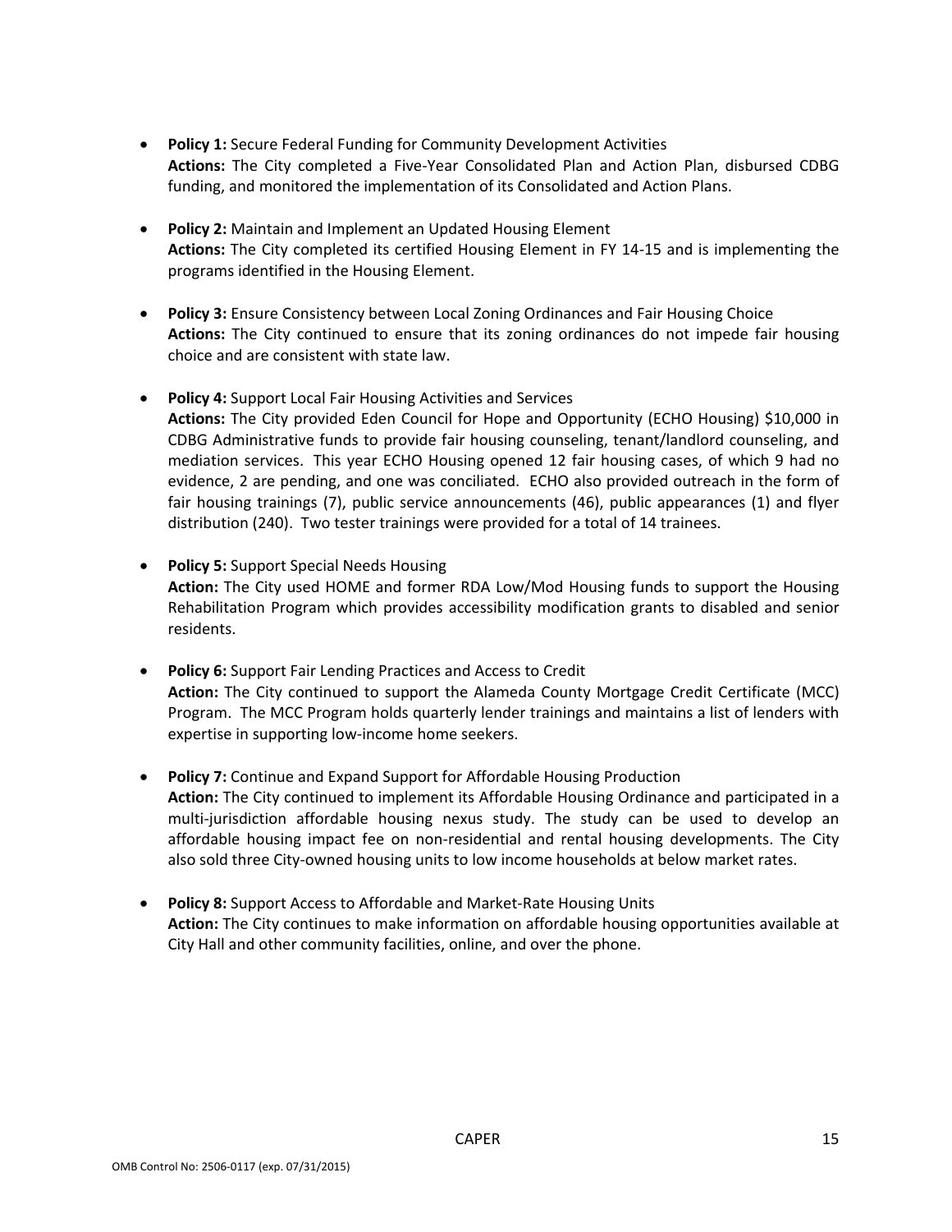- **Policy 1:** Secure Federal Funding for Community Development Activities
  **Actions:** The City completed a Five-Year Consolidated Plan and Action Plan, disbursed CDBG funding, and monitored the implementation of its Consolidated and Action Plans.

- **Policy 2:** Maintain and Implement an Updated Housing Element
  **Actions:** The City completed its certified Housing Element in FY 14-15 and is implementing the programs identified in the Housing Element.

- **Policy 3:** Ensure Consistency between Local Zoning Ordinances and Fair Housing Choice
  **Actions:** The City continued to ensure that its zoning ordinances do not impede fair housing choice and are consistent with state law.

- **Policy 4:** Support Local Fair Housing Activities and Services
  **Actions:** The City provided Eden Council for Hope and Opportunity (ECHO Housing) $10,000 in CDBG Administrative funds to provide fair housing counseling, tenant/landlord counseling, and mediation services. This year ECHO Housing opened 12 fair housing cases, of which 9 had no evidence, 2 are pending, and one was conciliated. ECHO also provided outreach in the form of fair housing trainings (7), public service announcements (46), public appearances (1) and flyer distribution (240). Two tester trainings were provided for a total of 14 trainees.

- **Policy 5:** Support Special Needs Housing
  **Action:** The City used HOME and former RDA Low/Mod Housing funds to support the Housing Rehabilitation Program which provides accessibility modification grants to disabled and senior residents.

- **Policy 6:** Support Fair Lending Practices and Access to Credit
  **Action:** The City continued to support the Alameda County Mortgage Credit Certificate (MCC) Program. The MCC Program holds quarterly lender trainings and maintains a list of lenders with expertise in supporting low-income home seekers.

- **Policy 7:** Continue and Expand Support for Affordable Housing Production
  **Action:** The City continued to implement its Affordable Housing Ordinance and participated in a multi-jurisdiction affordable housing nexus study. The study can be used to develop an affordable housing impact fee on non-residential and rental housing developments. The City also sold three City-owned housing units to low income households at below market rates.

- **Policy 8:** Support Access to Affordable and Market-Rate Housing Units
  **Action:** The City continues to make information on affordable housing opportunities available at City Hall and other community facilities, online, and over the phone.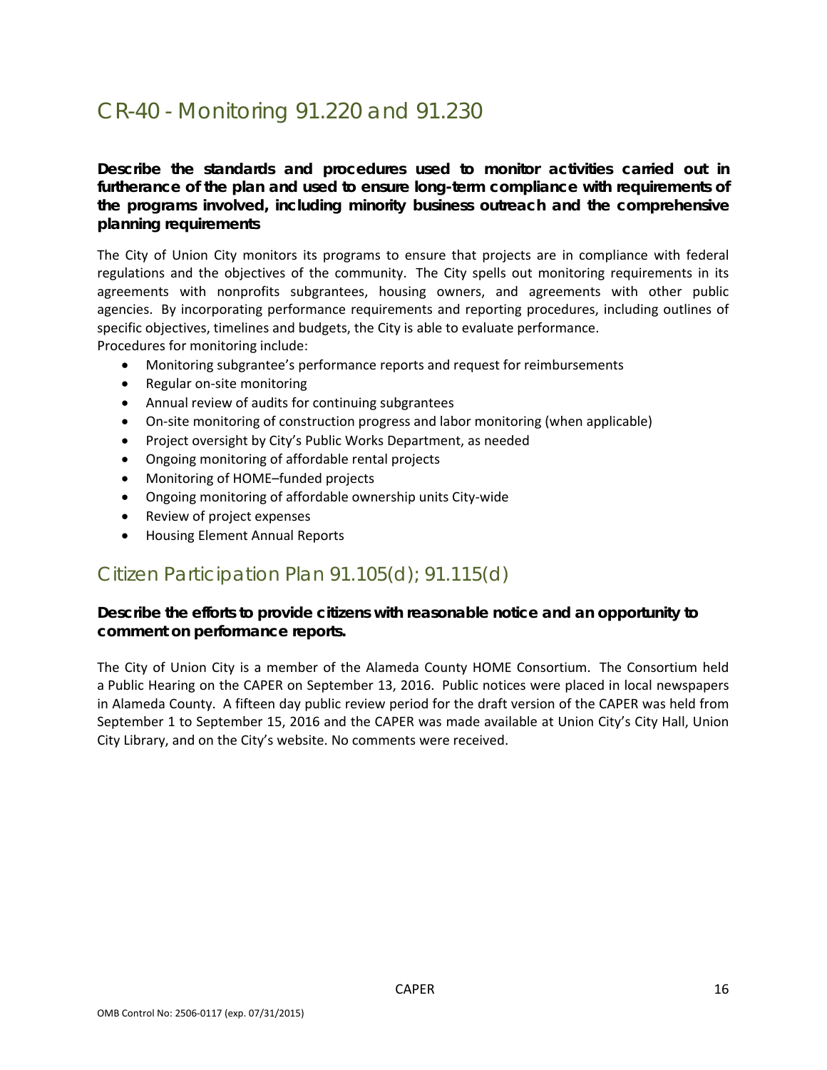# CR-40 - Monitoring 91.220 and 91.230

**Describe the standards and procedures used to monitor activities carried out in furtherance of the plan and used to ensure long-term compliance with requirements of the programs involved, including minority business outreach and the comprehensive planning requirements**

The City of Union City monitors its programs to ensure that projects are in compliance with federal regulations and the objectives of the community. The City spells out monitoring requirements in its agreements with nonprofits subgrantees, housing owners, and agreements with other public agencies. By incorporating performance requirements and reporting procedures, including outlines of specific objectives, timelines and budgets, the City is able to evaluate performance.
Procedures for monitoring include:

- Monitoring subgrantee's performance reports and request for reimbursements
- Regular on-site monitoring
- Annual review of audits for continuing subgrantees
- On-site monitoring of construction progress and labor monitoring (when applicable)
- Project oversight by City's Public Works Department, as needed
- Ongoing monitoring of affordable rental projects
- Monitoring of HOME–funded projects
- Ongoing monitoring of affordable ownership units City-wide
- Review of project expenses
- Housing Element Annual Reports

## Citizen Participation Plan 91.105(d); 91.115(d)

**Describe the efforts to provide citizens with reasonable notice and an opportunity to comment on performance reports.**

The City of Union City is a member of the Alameda County HOME Consortium. The Consortium held a Public Hearing on the CAPER on September 13, 2016. Public notices were placed in local newspapers in Alameda County. A fifteen day public review period for the draft version of the CAPER was held from September 1 to September 15, 2016 and the CAPER was made available at Union City's City Hall, Union City Library, and on the City's website. No comments were received.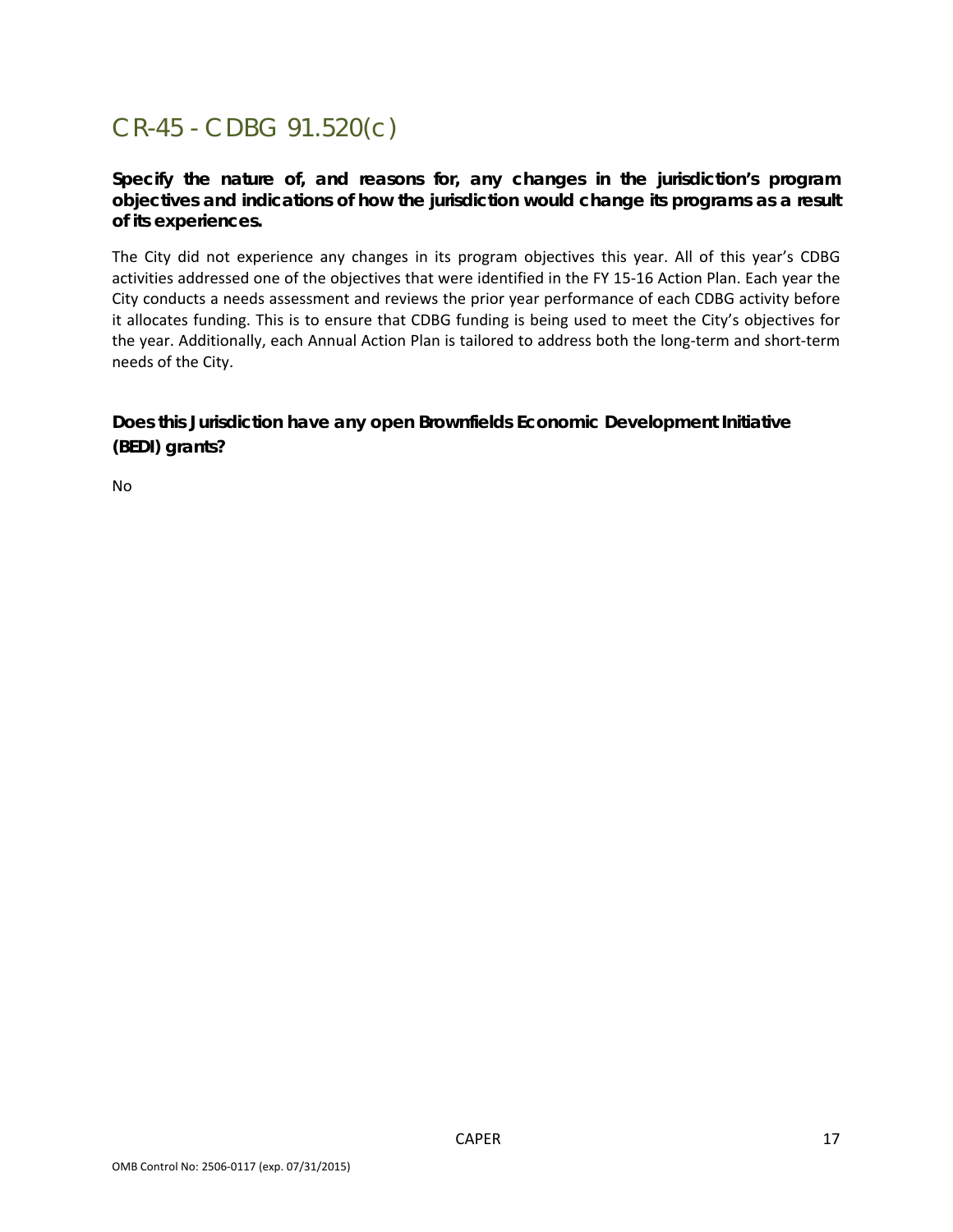# CR-45 - CDBG 91.520(c)

**Specify the nature of, and reasons for, any changes in the jurisdiction's program objectives and indications of how the jurisdiction would change its programs as a result of its experiences.**

The City did not experience any changes in its program objectives this year. All of this year's CDBG activities addressed one of the objectives that were identified in the FY 15-16 Action Plan. Each year the City conducts a needs assessment and reviews the prior year performance of each CDBG activity before it allocates funding. This is to ensure that CDBG funding is being used to meet the City's objectives for the year. Additionally, each Annual Action Plan is tailored to address both the long-term and short-term needs of the City.

**Does this Jurisdiction have any open Brownfields Economic Development Initiative (BEDI) grants?**

No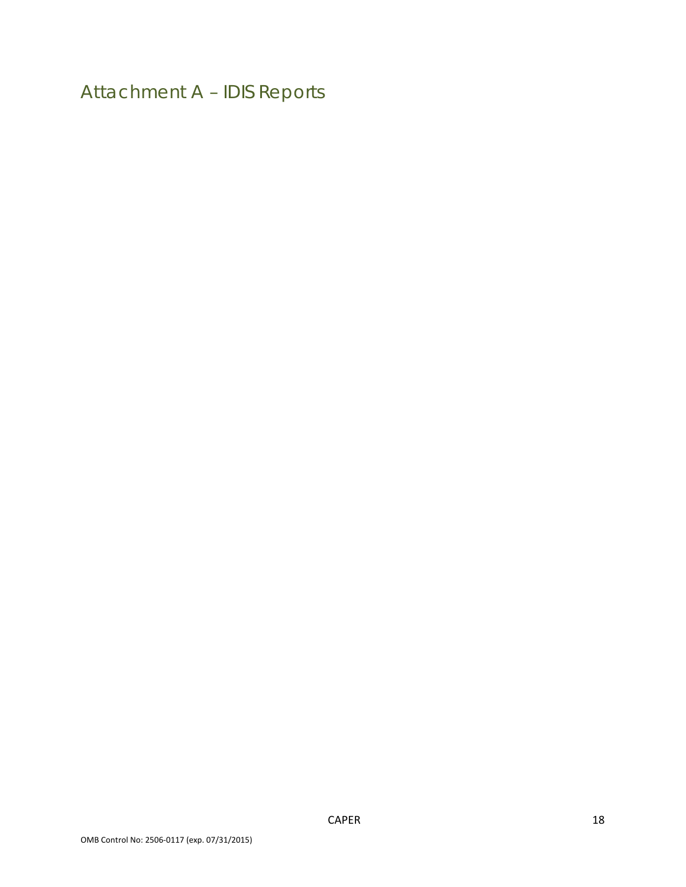# Attachment A – IDIS Reports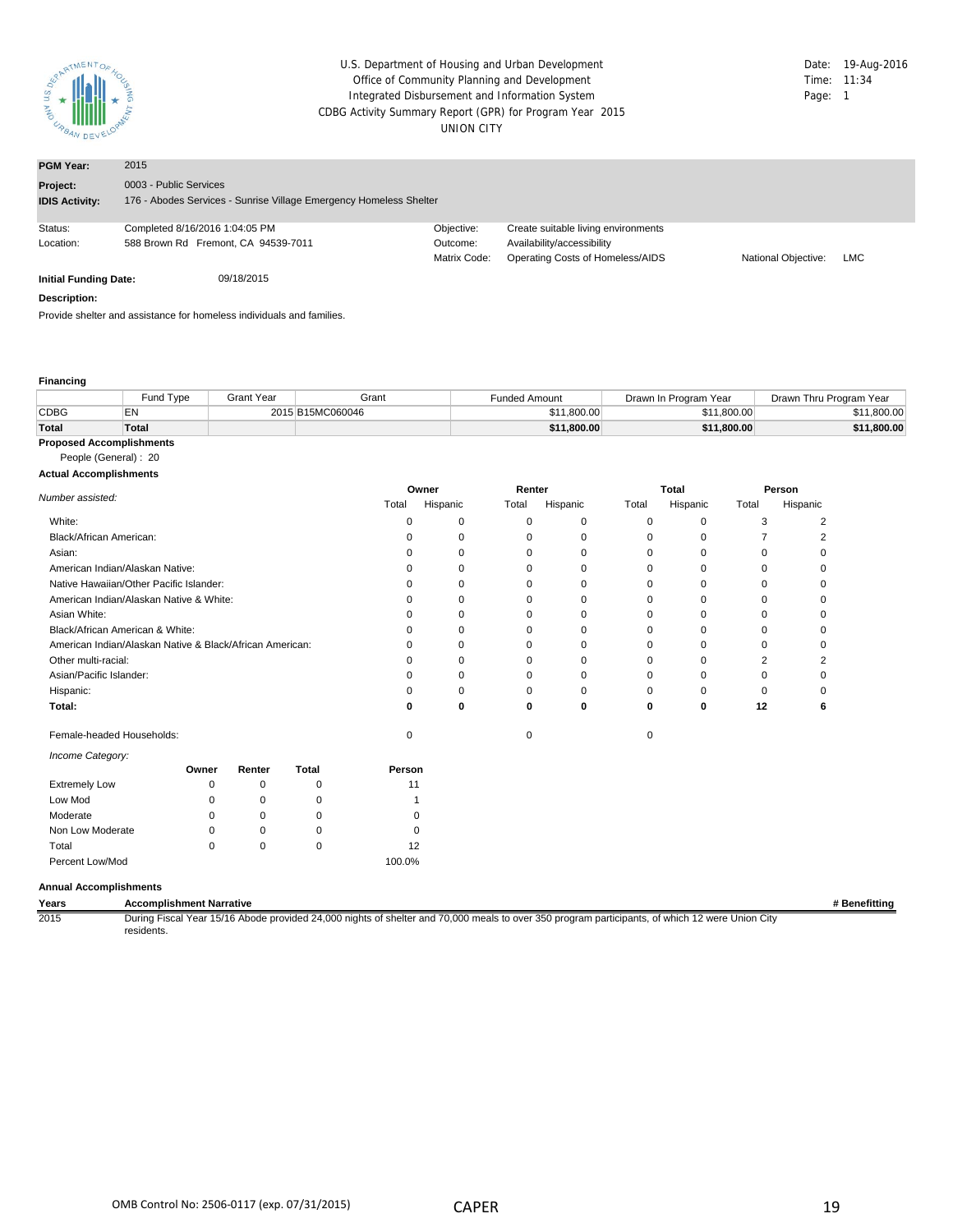U.S. Department of Housing and Urban Development
Office of Community Planning and Development
Integrated Disbursement and Information System
CDBG Activity Summary Report (GPR) for Program Year 2015
UNION CITY

Date: 19-Aug-2016
Time: 11:34

| | |
|---|---|
| **PGM Year:** | 2015 |
| **Project:** | 0003 - Public Services |
| **IDIS Activity:** | 176 - Abodes Services - Sunrise Village Emergency Homeless Shelter |

| | | | | | |
|---|---|---|---|---|---|
| Status: | Completed 8/16/2016 1:04:05 PM | Objective: | Create suitable living environments | | |
| Location: | 588 Brown Rd Fremont, CA 94539-7011 | Outcome: | Availability/accessibility | | |
| | | Matrix Code: | Operating Costs of Homeless/AIDS | National Objective: | LMC |

**Initial Funding Date:** 09/18/2015

**Description:**

Provide shelter and assistance for homeless individuals and families.

**Financing**

| | Fund Type | Grant Year | Grant | Funded Amount | Drawn In Program Year | Drawn Thru Program Year |
|---|---|---|---|---|---|---|
| CDBG | EN | 2015 | B15MC060046 | $11,800.00 | $11,800.00 | $11,800.00 |
| **Total** | **Total** | | | **$11,800.00** | **$11,800.00** | **$11,800.00** |

**Proposed Accomplishments**

People (General) : 20

**Actual Accomplishments**

| *Number assisted:* | Owner | | Renter | | Total | | Person | |
|---|---|---|---|---|---|---|---|---|
| | Total | Hispanic | Total | Hispanic | Total | Hispanic | Total | Hispanic |
| White: | 0 | 0 | 0 | 0 | 0 | 0 | 3 | 2 |
| Black/African American: | 0 | 0 | 0 | 0 | 0 | 0 | 7 | 2 |
| Asian: | 0 | 0 | 0 | 0 | 0 | 0 | 0 | 0 |
| American Indian/Alaskan Native: | 0 | 0 | 0 | 0 | 0 | 0 | 0 | 0 |
| Native Hawaiian/Other Pacific Islander: | 0 | 0 | 0 | 0 | 0 | 0 | 0 | 0 |
| American Indian/Alaskan Native & White: | 0 | 0 | 0 | 0 | 0 | 0 | 0 | 0 |
| Asian White: | 0 | 0 | 0 | 0 | 0 | 0 | 0 | 0 |
| Black/African American & White: | 0 | 0 | 0 | 0 | 0 | 0 | 0 | 0 |
| American Indian/Alaskan Native & Black/African American: | 0 | 0 | 0 | 0 | 0 | 0 | 0 | 0 |
| Other multi-racial: | 0 | 0 | 0 | 0 | 0 | 0 | 2 | 2 |
| Asian/Pacific Islander: | 0 | 0 | 0 | 0 | 0 | 0 | 0 | 0 |
| Hispanic: | 0 | 0 | 0 | 0 | 0 | 0 | 0 | 0 |
| **Total:** | **0** | **0** | **0** | **0** | **0** | **0** | **12** | **6** |
| Female-headed Households: | 0 | | 0 | | 0 | | | |

*Income Category:*

| | Owner | Renter | Total | Person |
|---|---|---|---|---|
| Extremely Low | 0 | 0 | 0 | 11 |
| Low Mod | 0 | 0 | 0 | 1 |
| Moderate | 0 | 0 | 0 | 0 |
| Non Low Moderate | 0 | 0 | 0 | 0 |
| Total | 0 | 0 | 0 | 12 |
| Percent Low/Mod | | | | 100.0% |

**Annual Accomplishments**

| Years | Accomplishment Narrative | # Benefitting |
|---|---|---|
| 2015 | During Fiscal Year 15/16 Abode provided 24,000 nights of shelter and 70,000 meals to over 350 program participants, of which 12 were Union City residents. | |

OMB Control No: 2506-0117 (exp. 07/31/2015) CAPER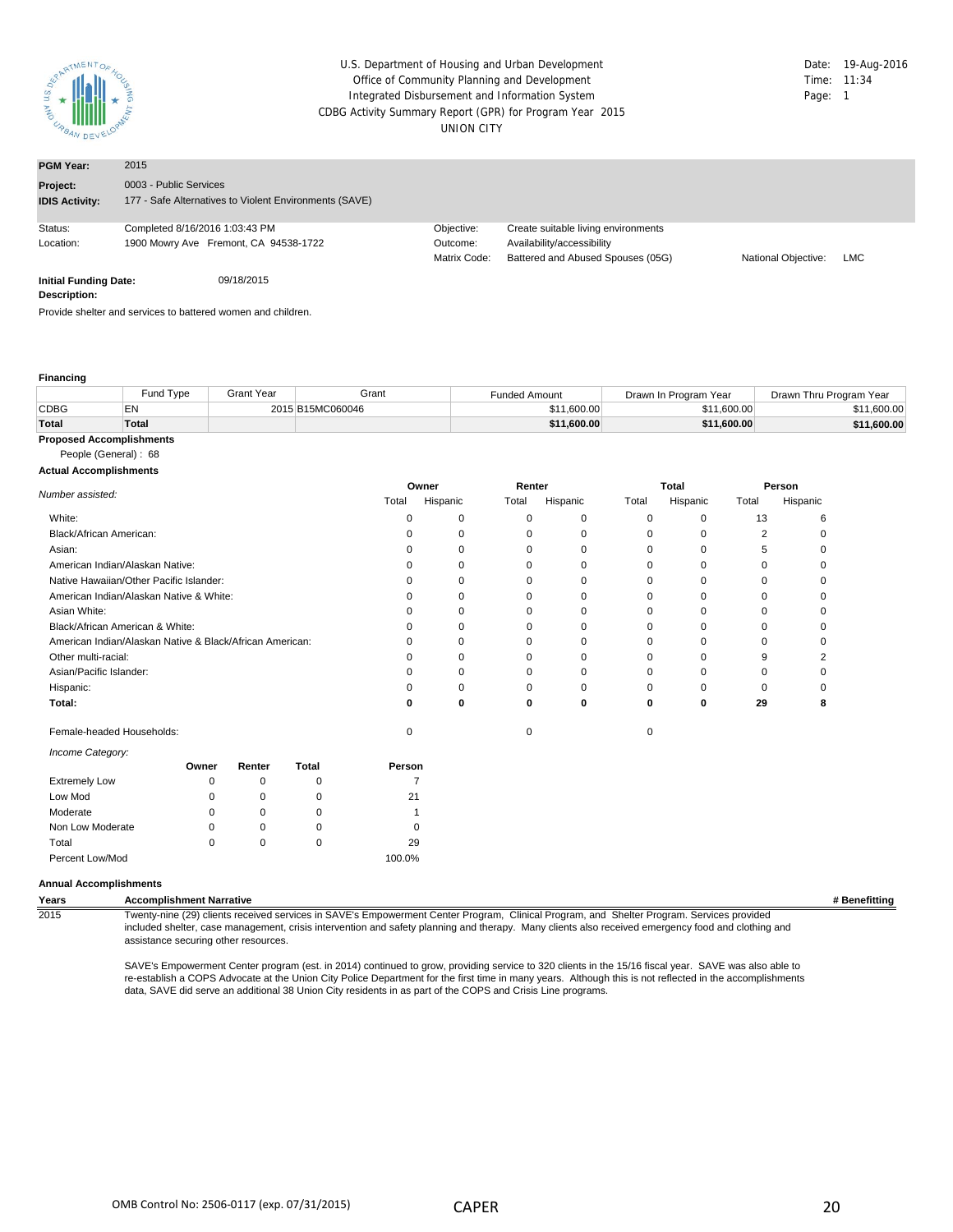U.S. Department of Housing and Urban Development
Office of Community Planning and Development
Integrated Disbursement and Information System
CDBG Activity Summary Report (GPR) for Program Year 2015
UNION CITY

Date: 19-Aug-2016
Time: 11:34

| | |
|---|---|
| **PGM Year:** | 2015 |
| **Project:** | 0003 - Public Services |
| **IDIS Activity:** | 177 - Safe Alternatives to Violent Environments (SAVE) |

| | | | | | |
|---|---|---|---|---|---|
| Status: | Completed 8/16/2016 1:03:43 PM | Objective: | Create suitable living environments | | |
| Location: | 1900 Mowry Ave Fremont, CA 94538-1722 | Outcome: | Availability/accessibility | | |
| | | Matrix Code: | Battered and Abused Spouses (05G) | National Objective: | LMC |

**Initial Funding Date:** 09/18/2015

**Description:**

Provide shelter and services to battered women and children.

**Financing**

| | Fund Type | Grant Year | Grant | Funded Amount | Drawn In Program Year | Drawn Thru Program Year |
|---|---|---|---|---|---|---|
| CDBG | EN | 2015 | B15MC060046 | $11,600.00 | $11,600.00 | $11,600.00 |
| **Total** | **Total** | | | **$11,600.00** | **$11,600.00** | **$11,600.00** |

**Proposed Accomplishments**

People (General) : 68

**Actual Accomplishments**

| *Number assisted:* | Owner | | Renter | | Total | | Person | |
|---|---|---|---|---|---|---|---|---|
| | Total | Hispanic | Total | Hispanic | Total | Hispanic | Total | Hispanic |
| White: | 0 | 0 | 0 | 0 | 0 | 0 | 13 | 6 |
| Black/African American: | 0 | 0 | 0 | 0 | 0 | 0 | 2 | 0 |
| Asian: | 0 | 0 | 0 | 0 | 0 | 0 | 5 | 0 |
| American Indian/Alaskan Native: | 0 | 0 | 0 | 0 | 0 | 0 | 0 | 0 |
| Native Hawaiian/Other Pacific Islander: | 0 | 0 | 0 | 0 | 0 | 0 | 0 | 0 |
| American Indian/Alaskan Native & White: | 0 | 0 | 0 | 0 | 0 | 0 | 0 | 0 |
| Asian White: | 0 | 0 | 0 | 0 | 0 | 0 | 0 | 0 |
| Black/African American & White: | 0 | 0 | 0 | 0 | 0 | 0 | 0 | 0 |
| American Indian/Alaskan Native & Black/African American: | 0 | 0 | 0 | 0 | 0 | 0 | 0 | 0 |
| Other multi-racial: | 0 | 0 | 0 | 0 | 0 | 0 | 9 | 2 |
| Asian/Pacific Islander: | 0 | 0 | 0 | 0 | 0 | 0 | 0 | 0 |
| Hispanic: | 0 | 0 | 0 | 0 | 0 | 0 | 0 | 0 |
| **Total:** | **0** | **0** | **0** | **0** | **0** | **0** | **29** | **8** |
| Female-headed Households: | 0 | | 0 | | 0 | | | |

*Income Category:*

| | Owner | Renter | Total | Person |
|---|---|---|---|---|
| Extremely Low | 0 | 0 | 0 | 7 |
| Low Mod | 0 | 0 | 0 | 21 |
| Moderate | 0 | 0 | 0 | 1 |
| Non Low Moderate | 0 | 0 | 0 | 0 |
| Total | 0 | 0 | 0 | 29 |
| Percent Low/Mod | | | | 100.0% |

**Annual Accomplishments**

| Years | Accomplishment Narrative | # Benefitting |
|---|---|---|
| 2015 | Twenty-nine (29) clients received services in SAVE's Empowerment Center Program, Clinical Program, and Shelter Program. Services provided included shelter, case management, crisis intervention and safety planning and therapy. Many clients also received emergency food and clothing and assistance securing other resources. <br><br> SAVE's Empowerment Center program (est. in 2014) continued to grow, providing service to 320 clients in the 15/16 fiscal year. SAVE was also able to re-establish a COPS Advocate at the Union City Police Department for the first time in many years. Although this is not reflected in the accomplishments data, SAVE did serve an additional 38 Union City residents in as part of the COPS and Crisis Line programs. | |

OMB Control No: 2506-0117 (exp. 07/31/2015) CAPER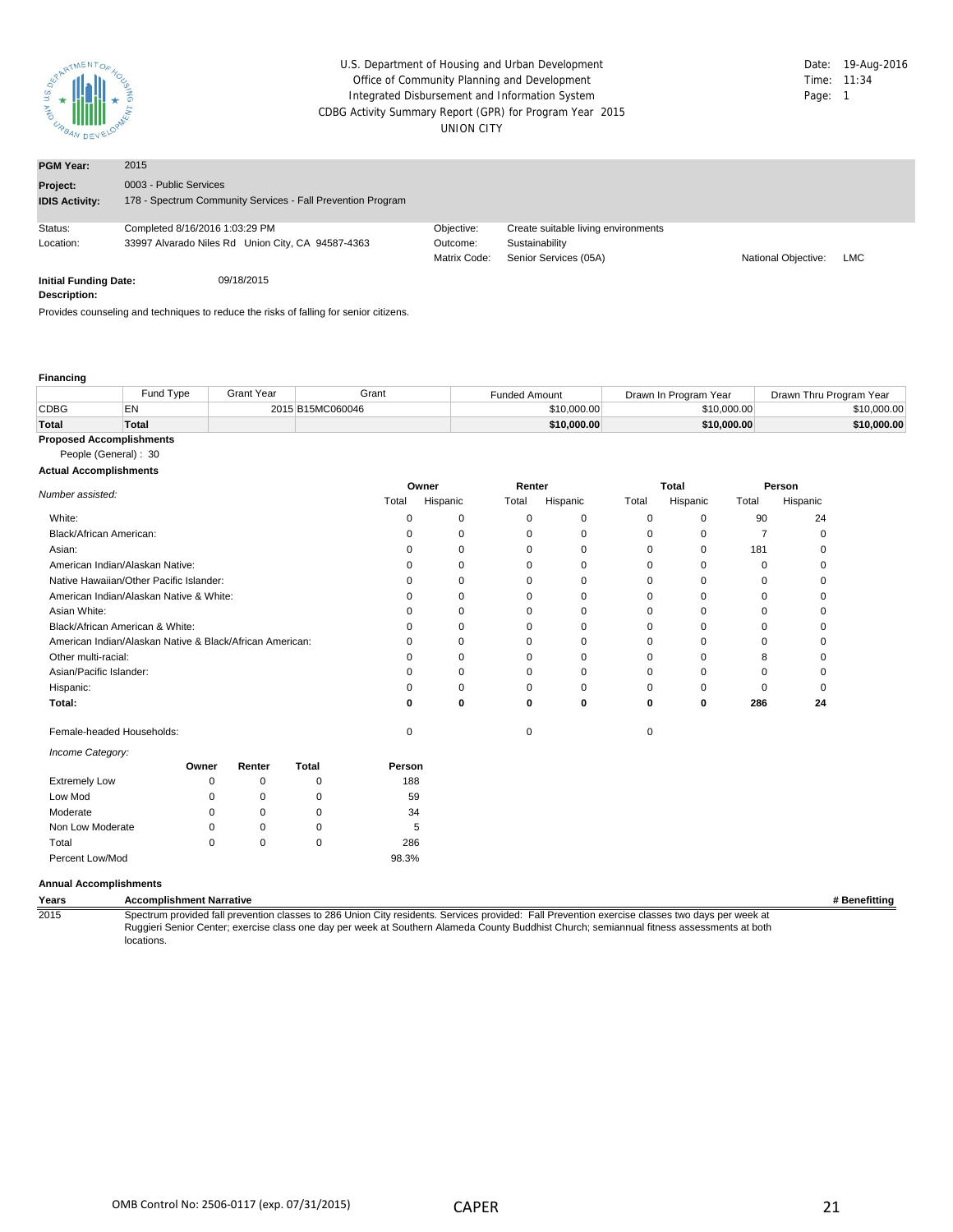U.S. Department of Housing and Urban Development
Office of Community Planning and Development
Integrated Disbursement and Information System
CDBG Activity Summary Report (GPR) for Program Year 2015
UNION CITY

Date: 19-Aug-2016
Time: 11:34
Page: 1

| | |
|---|---|
| **PGM Year:** | 2015 |
| **Project:** | 0003 - Public Services |
| **IDIS Activity:** | 178 - Spectrum Community Services - Fall Prevention Program |

| | | | | | |
|---|---|---|---|---|---|
| Status: | Completed 8/16/2016 1:03:29 PM | Objective: | Create suitable living environments | | |
| Location: | 33997 Alvarado Niles Rd Union City, CA 94587-4363 | Outcome: | Sustainability | | |
| | | Matrix Code: | Senior Services (05A) | National Objective: | LMC |

**Initial Funding Date:** 09/18/2015

**Description:**

Provides counseling and techniques to reduce the risks of falling for senior citizens.

**Financing**

| | Fund Type | Grant Year | Grant | Funded Amount | Drawn In Program Year | Drawn Thru Program Year |
|---|---|---|---|---|---|---|
| CDBG | EN | 2015 | B15MC060046 | $10,000.00 | $10,000.00 | $10,000.00 |
| **Total** | **Total** | | | **$10,000.00** | **$10,000.00** | **$10,000.00** |

**Proposed Accomplishments**

People (General) : 30

**Actual Accomplishments**

| *Number assisted:* | Owner | | Renter | | Total | | Person | |
|---|---|---|---|---|---|---|---|---|
| | Total | Hispanic | Total | Hispanic | Total | Hispanic | Total | Hispanic |
| White: | 0 | 0 | 0 | 0 | 0 | 0 | 90 | 24 |
| Black/African American: | 0 | 0 | 0 | 0 | 0 | 0 | 7 | 0 |
| Asian: | 0 | 0 | 0 | 0 | 0 | 0 | 181 | 0 |
| American Indian/Alaskan Native: | 0 | 0 | 0 | 0 | 0 | 0 | 0 | 0 |
| Native Hawaiian/Other Pacific Islander: | 0 | 0 | 0 | 0 | 0 | 0 | 0 | 0 |
| American Indian/Alaskan Native & White: | 0 | 0 | 0 | 0 | 0 | 0 | 0 | 0 |
| Asian White: | 0 | 0 | 0 | 0 | 0 | 0 | 0 | 0 |
| Black/African American & White: | 0 | 0 | 0 | 0 | 0 | 0 | 0 | 0 |
| American Indian/Alaskan Native & Black/African American: | 0 | 0 | 0 | 0 | 0 | 0 | 0 | 0 |
| Other multi-racial: | 0 | 0 | 0 | 0 | 0 | 0 | 8 | 0 |
| Asian/Pacific Islander: | 0 | 0 | 0 | 0 | 0 | 0 | 0 | 0 |
| Hispanic: | 0 | 0 | 0 | 0 | 0 | 0 | 0 | 0 |
| **Total:** | **0** | **0** | **0** | **0** | **0** | **0** | **286** | **24** |
| | | | | | | | | |
| Female-headed Households: | 0 | | 0 | | 0 | | | |

*Income Category:*

| | Owner | Renter | Total | Person |
|---|---|---|---|---|
| Extremely Low | 0 | 0 | 0 | 188 |
| Low Mod | 0 | 0 | 0 | 59 |
| Moderate | 0 | 0 | 0 | 34 |
| Non Low Moderate | 0 | 0 | 0 | 5 |
| Total | 0 | 0 | 0 | 286 |
| Percent Low/Mod | | | | 98.3% |

**Annual Accomplishments**

| Years | Accomplishment Narrative | # Benefitting |
|---|---|---|
| 2015 | Spectrum provided fall prevention classes to 286 Union City residents. Services provided: Fall Prevention exercise classes two days per week at Ruggieri Senior Center; exercise class one day per week at Southern Alameda County Buddhist Church; semiannual fitness assessments at both locations. | |

OMB Control No: 2506-0117 (exp. 07/31/2015) CAPER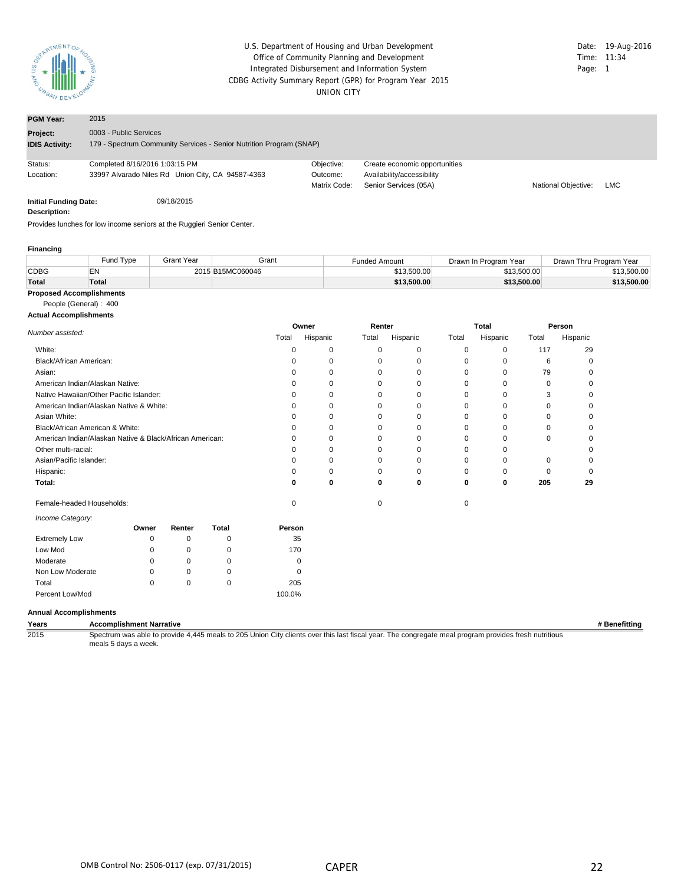U.S. Department of Housing and Urban Development
Office of Community Planning and Development
Integrated Disbursement and Information System
CDBG Activity Summary Report (GPR) for Program Year 2015
UNION CITY

Date: 19-Aug-2016
Time: 11:34
Page: 1

| | |
|---|---|
| **PGM Year:** | 2015 |
| **Project:** | 0003 - Public Services |
| **IDIS Activity:** | 179 - Spectrum Community Services - Senior Nutrition Program (SNAP) |

| | | | | | |
|---|---|---|---|---|---|
| Status: | Completed 8/16/2016 1:03:15 PM | Objective: | Create economic opportunities | | |
| Location: | 33997 Alvarado Niles Rd Union City, CA 94587-4363 | Outcome: | Availability/accessibility | | |
| | | Matrix Code: | Senior Services (05A) | National Objective: | LMC |

**Initial Funding Date:** 09/18/2015

**Description:**

Provides lunches for low income seniors at the Ruggieri Senior Center.

**Financing**

| | Fund Type | Grant Year | Grant | Funded Amount | Drawn In Program Year | Drawn Thru Program Year |
|---|---|---|---|---|---|---|
| CDBG | EN | 2015 | B15MC060046 | $13,500.00 | $13,500.00 | $13,500.00 |
| **Total** | **Total** | | | **$13,500.00** | **$13,500.00** | **$13,500.00** |

**Proposed Accomplishments**

People (General) : 400

**Actual Accomplishments**

| *Number assisted:* | Owner | | Renter | | Total | | Person | |
|---|---|---|---|---|---|---|---|---|
| | Total | Hispanic | Total | Hispanic | Total | Hispanic | Total | Hispanic |
| White: | 0 | 0 | 0 | 0 | 0 | 0 | 117 | 29 |
| Black/African American: | 0 | 0 | 0 | 0 | 0 | 0 | 6 | 0 |
| Asian: | 0 | 0 | 0 | 0 | 0 | 0 | 79 | 0 |
| American Indian/Alaskan Native: | 0 | 0 | 0 | 0 | 0 | 0 | 0 | 0 |
| Native Hawaiian/Other Pacific Islander: | 0 | 0 | 0 | 0 | 0 | 0 | 3 | 0 |
| American Indian/Alaskan Native & White: | 0 | 0 | 0 | 0 | 0 | 0 | 0 | 0 |
| Asian White: | 0 | 0 | 0 | 0 | 0 | 0 | 0 | 0 |
| Black/African American & White: | 0 | 0 | 0 | 0 | 0 | 0 | 0 | 0 |
| American Indian/Alaskan Native & Black/African American: | 0 | 0 | 0 | 0 | 0 | 0 | 0 | 0 |
| Other multi-racial: | 0 | 0 | 0 | 0 | 0 | 0 | | 0 |
| Asian/Pacific Islander: | 0 | 0 | 0 | 0 | 0 | 0 | 0 | 0 |
| Hispanic: | 0 | 0 | 0 | 0 | 0 | 0 | 0 | 0 |
| **Total:** | **0** | **0** | **0** | **0** | **0** | **0** | **205** | **29** |
| | | | | | | | | |
| Female-headed Households: | 0 | | 0 | | 0 | | | |

*Income Category:*

| | Owner | Renter | Total | Person |
|---|---|---|---|---|
| Extremely Low | 0 | 0 | 0 | 35 |
| Low Mod | 0 | 0 | 0 | 170 |
| Moderate | 0 | 0 | 0 | 0 |
| Non Low Moderate | 0 | 0 | 0 | 0 |
| Total | 0 | 0 | 0 | 205 |
| Percent Low/Mod | | | | 100.0% |

**Annual Accomplishments**

| Years | Accomplishment Narrative | # Benefitting |
|---|---|---|
| 2015 | Spectrum was able to provide 4,445 meals to 205 Union City clients over this last fiscal year. The congregate meal program provides fresh nutritious meals 5 days a week. | |

OMB Control No: 2506-0117 (exp. 07/31/2015) CAPER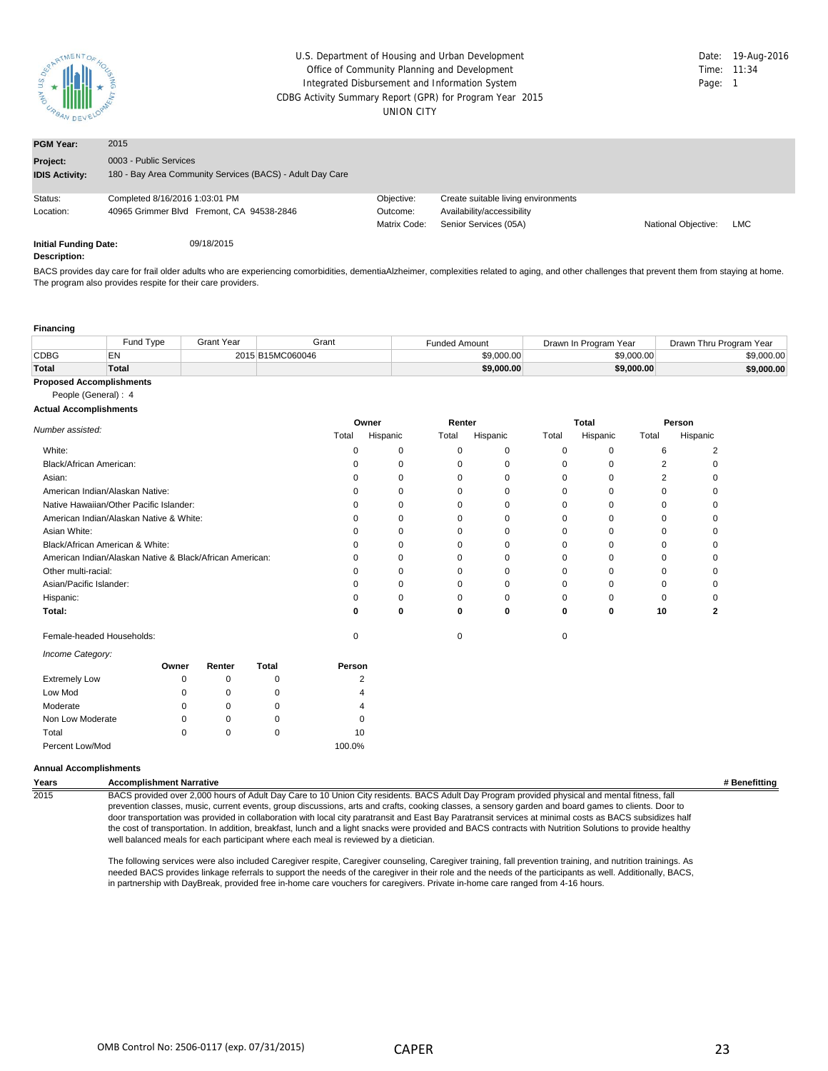U.S. Department of Housing and Urban Development
Office of Community Planning and Development
Integrated Disbursement and Information System
CDBG Activity Summary Report (GPR) for Program Year 2015
UNION CITY

Date: 19-Aug-2016
Time: 11:34

| | |
|---|---|
| **PGM Year:** | 2015 |
| **Project:** | 0003 - Public Services |
| **IDIS Activity:** | 180 - Bay Area Community Services (BACS) - Adult Day Care |

| | | | | | |
|---|---|---|---|---|---|
| Status: | Completed 8/16/2016 1:03:01 PM | Objective: | Create suitable living environments | | |
| Location: | 40965 Grimmer Blvd Fremont, CA 94538-2846 | Outcome: | Availability/accessibility | | |
| | | Matrix Code: | Senior Services (05A) | National Objective: | LMC |

**Initial Funding Date:** 09/18/2015

**Description:**

BACS provides day care for frail older adults who are experiencing comorbidities, dementiaAlzheimer, complexities related to aging, and other challenges that prevent them from staying at home. The program also provides respite for their care providers.

**Financing**

| | Fund Type | Grant Year | Grant | Funded Amount | Drawn In Program Year | Drawn Thru Program Year |
|---|---|---|---|---|---|---|
| CDBG | EN | 2015 | B15MC060046 | $9,000.00 | $9,000.00 | $9,000.00 |
| **Total** | **Total** | | | **$9,000.00** | **$9,000.00** | **$9,000.00** |

**Proposed Accomplishments**

People (General) : 4

**Actual Accomplishments**

| *Number assisted:* | Owner | | Renter | | Total | | Person | |
|---|---|---|---|---|---|---|---|---|
| | Total | Hispanic | Total | Hispanic | Total | Hispanic | Total | Hispanic |
| White: | 0 | 0 | 0 | 0 | 0 | 0 | 6 | 2 |
| Black/African American: | 0 | 0 | 0 | 0 | 0 | 0 | 2 | 0 |
| Asian: | 0 | 0 | 0 | 0 | 0 | 0 | 2 | 0 |
| American Indian/Alaskan Native: | 0 | 0 | 0 | 0 | 0 | 0 | 0 | 0 |
| Native Hawaiian/Other Pacific Islander: | 0 | 0 | 0 | 0 | 0 | 0 | 0 | 0 |
| American Indian/Alaskan Native & White: | 0 | 0 | 0 | 0 | 0 | 0 | 0 | 0 |
| Asian White: | 0 | 0 | 0 | 0 | 0 | 0 | 0 | 0 |
| Black/African American & White: | 0 | 0 | 0 | 0 | 0 | 0 | 0 | 0 |
| American Indian/Alaskan Native & Black/African American: | 0 | 0 | 0 | 0 | 0 | 0 | 0 | 0 |
| Other multi-racial: | 0 | 0 | 0 | 0 | 0 | 0 | 0 | 0 |
| Asian/Pacific Islander: | 0 | 0 | 0 | 0 | 0 | 0 | 0 | 0 |
| Hispanic: | 0 | 0 | 0 | 0 | 0 | 0 | 0 | 0 |
| **Total:** | **0** | **0** | **0** | **0** | **0** | **0** | **10** | **2** |
| Female-headed Households: | 0 | | 0 | | 0 | | | |

*Income Category:*

| | Owner | Renter | Total | Person |
|---|---|---|---|---|
| Extremely Low | 0 | 0 | 0 | 2 |
| Low Mod | 0 | 0 | 0 | 4 |
| Moderate | 0 | 0 | 0 | 4 |
| Non Low Moderate | 0 | 0 | 0 | 0 |
| Total | 0 | 0 | 0 | 10 |
| Percent Low/Mod | | | | 100.0% |

**Annual Accomplishments**

| Years | Accomplishment Narrative | # Benefitting |
|---|---|---|
| 2015 | BACS provided over 2,000 hours of Adult Day Care to 10 Union City residents. BACS Adult Day Program provided physical and mental fitness, fall prevention classes, music, current events, group discussions, arts and crafts, cooking classes, a sensory garden and board games to clients. Door to door transportation was provided in collaboration with local city paratransit and East Bay Paratransit services at minimal costs as BACS subsidizes half the cost of transportation. In addition, breakfast, lunch and a light snacks were provided and BACS contracts with Nutrition Solutions to provide healthy well balanced meals for each participant where each meal is reviewed by a dietician.<br><br>The following services were also included Caregiver respite, Caregiver counseling, Caregiver training, fall prevention training, and nutrition trainings. As needed BACS provides linkage referrals to support the needs of the caregiver in their role and the needs of the participants as well. Additionally, BACS, in partnership with DayBreak, provided free in-home care vouchers for caregivers. Private in-home care ranged from 4-16 hours. | |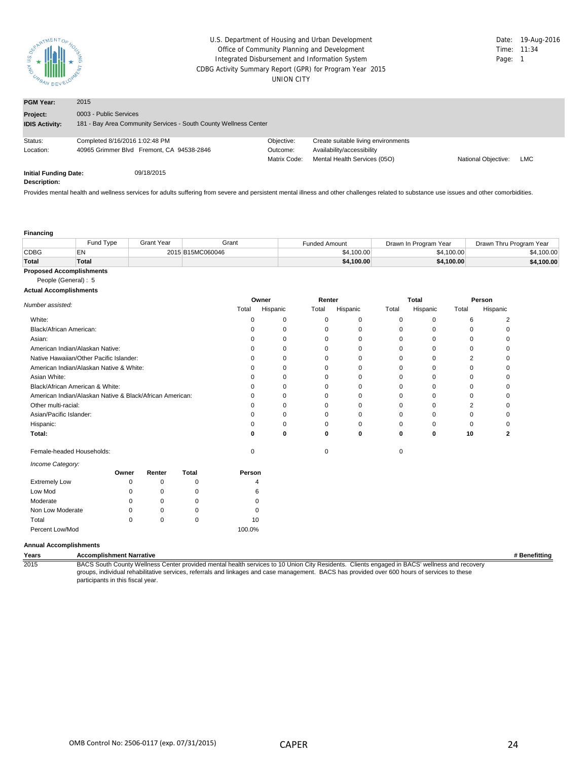U.S. Department of Housing and Urban Development
Office of Community Planning and Development
Integrated Disbursement and Information System
CDBG Activity Summary Report (GPR) for Program Year 2015
UNION CITY

Date: 19-Aug-2016
Time: 11:34

| | |
|---|---|
| **PGM Year:** | 2015 |
| **Project:** | 0003 - Public Services |
| **IDIS Activity:** | 181 - Bay Area Community Services - South County Wellness Center |

| | | | | | |
|---|---|---|---|---|---|
| Status: | Completed 8/16/2016 1:02:48 PM | Objective: | Create suitable living environments | | |
| Location: | 40965 Grimmer Blvd Fremont, CA 94538-2846 | Outcome: | Availability/accessibility | | |
| | | Matrix Code: | Mental Health Services (05O) | National Objective: | LMC |

**Initial Funding Date:** 09/18/2015

**Description:**

Provides mental health and wellness services for adults suffering from severe and persistent mental illness and other challenges related to substance use issues and other comorbidities.

**Financing**

| | Fund Type | Grant Year | Grant | Funded Amount | Drawn In Program Year | Drawn Thru Program Year |
|---|---|---|---|---|---|---|
| CDBG | EN | 2015 | B15MC060046 | $4,100.00 | $4,100.00 | $4,100.00 |
| **Total** | **Total** | | | **$4,100.00** | **$4,100.00** | **$4,100.00** |

**Proposed Accomplishments**

People (General) : 5

**Actual Accomplishments**

| *Number assisted:* | Owner | | Renter | | Total | | Person | |
|---|---|---|---|---|---|---|---|---|
| | Total | Hispanic | Total | Hispanic | Total | Hispanic | Total | Hispanic |
| White: | 0 | 0 | 0 | 0 | 0 | 0 | 6 | 2 |
| Black/African American: | 0 | 0 | 0 | 0 | 0 | 0 | 0 | 0 |
| Asian: | 0 | 0 | 0 | 0 | 0 | 0 | 0 | 0 |
| American Indian/Alaskan Native: | 0 | 0 | 0 | 0 | 0 | 0 | 0 | 0 |
| Native Hawaiian/Other Pacific Islander: | 0 | 0 | 0 | 0 | 0 | 0 | 2 | 0 |
| American Indian/Alaskan Native & White: | 0 | 0 | 0 | 0 | 0 | 0 | 0 | 0 |
| Asian White: | 0 | 0 | 0 | 0 | 0 | 0 | 0 | 0 |
| Black/African American & White: | 0 | 0 | 0 | 0 | 0 | 0 | 0 | 0 |
| American Indian/Alaskan Native & Black/African American: | 0 | 0 | 0 | 0 | 0 | 0 | 0 | 0 |
| Other multi-racial: | 0 | 0 | 0 | 0 | 0 | 0 | 2 | 0 |
| Asian/Pacific Islander: | 0 | 0 | 0 | 0 | 0 | 0 | 0 | 0 |
| Hispanic: | 0 | 0 | 0 | 0 | 0 | 0 | 0 | 0 |
| **Total:** | **0** | **0** | **0** | **0** | **0** | **0** | **10** | **2** |
| | | | | | | | | |
| Female-headed Households: | 0 | | 0 | | 0 | | | |

*Income Category:*

| | Owner | Renter | Total | Person |
|---|---|---|---|---|
| Extremely Low | 0 | 0 | 0 | 4 |
| Low Mod | 0 | 0 | 0 | 6 |
| Moderate | 0 | 0 | 0 | 0 |
| Non Low Moderate | 0 | 0 | 0 | 0 |
| Total | 0 | 0 | 0 | 10 |
| Percent Low/Mod | | | | 100.0% |

**Annual Accomplishments**

| Years | Accomplishment Narrative | # Benefitting |
|---|---|---|
| 2015 | BACS South County Wellness Center provided mental health services to 10 Union City Residents. Clients engaged in BACS' wellness and recovery groups, individual rehabilitative services, referrals and linkages and case management. BACS has provided over 600 hours of services to these participants in this fiscal year. | |

OMB Control No: 2506-0117 (exp. 07/31/2015) CAPER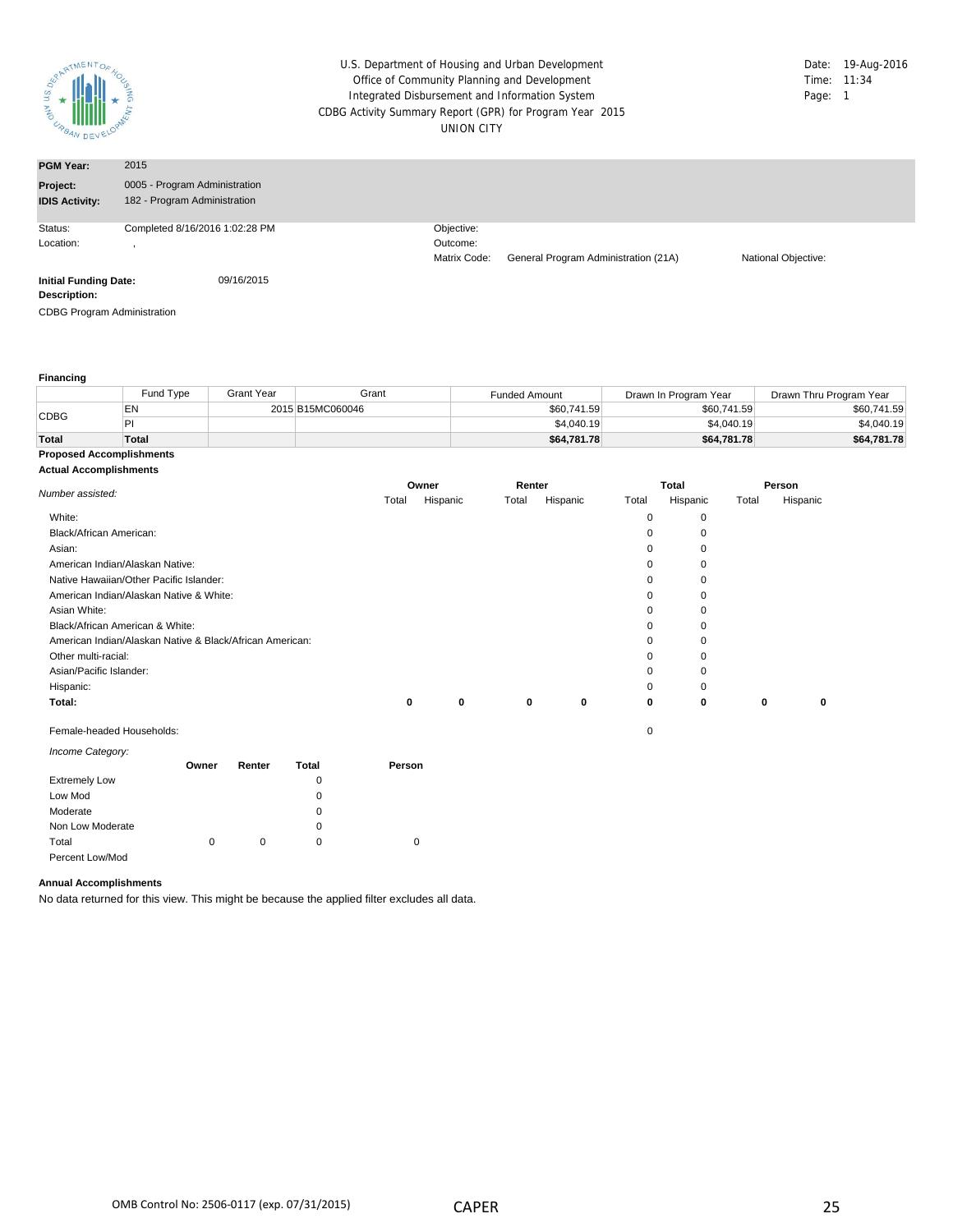U.S. Department of Housing and Urban Development
Office of Community Planning and Development
Integrated Disbursement and Information System
CDBG Activity Summary Report (GPR) for Program Year 2015
UNION CITY

Date: 19-Aug-2016
Time: 11:34
Page: 1

| | |
|---|---|
| **PGM Year:** | 2015 |
| **Project:** | 0005 - Program Administration |
| **IDIS Activity:** | 182 - Program Administration |

Status: Completed 8/16/2016 1:02:28 PM
Location: ,

Objective:
Outcome:
Matrix Code: General Program Administration (21A)
National Objective:

**Initial Funding Date:** 09/16/2015

**Description:**

CDBG Program Administration

**Financing**

| | Fund Type | Grant Year | Grant | Funded Amount | Drawn In Program Year | Drawn Thru Program Year |
|---|---|---|---|---|---|---|
| CDBG | EN | 2015 | B15MC060046 | $60,741.59 | $60,741.59 | $60,741.59 |
| | PI | | | $4,040.19 | $4,040.19 | $4,040.19 |
| **Total** | **Total** | | | **$64,781.78** | **$64,781.78** | **$64,781.78** |

**Proposed Accomplishments**

**Actual Accomplishments**

| *Number assisted:* | Owner | | Renter | | Total | | Person | |
|---|---|---|---|---|---|---|---|---|
| | Total | Hispanic | Total | Hispanic | Total | Hispanic | Total | Hispanic |
| White: | | | | | 0 | 0 | | |
| Black/African American: | | | | | 0 | 0 | | |
| Asian: | | | | | 0 | 0 | | |
| American Indian/Alaskan Native: | | | | | 0 | 0 | | |
| Native Hawaiian/Other Pacific Islander: | | | | | 0 | 0 | | |
| American Indian/Alaskan Native & White: | | | | | 0 | 0 | | |
| Asian White: | | | | | 0 | 0 | | |
| Black/African American & White: | | | | | 0 | 0 | | |
| American Indian/Alaskan Native & Black/African American: | | | | | 0 | 0 | | |
| Other multi-racial: | | | | | 0 | 0 | | |
| Asian/Pacific Islander: | | | | | 0 | 0 | | |
| Hispanic: | | | | | 0 | 0 | | |
| **Total:** | **0** | **0** | **0** | **0** | **0** | **0** | **0** | **0** |

Female-headed Households: 0

*Income Category:*

| | Owner | Renter | Total | Person |
|---|---|---|---|---|
| Extremely Low | | | 0 | |
| Low Mod | | | 0 | |
| Moderate | | | 0 | |
| Non Low Moderate | | | 0 | |
| Total | 0 | 0 | 0 | 0 |
| Percent Low/Mod | | | | |

**Annual Accomplishments**

No data returned for this view. This might be because the applied filter excludes all data.

OMB Control No: 2506-0117 (exp. 07/31/2015) CAPER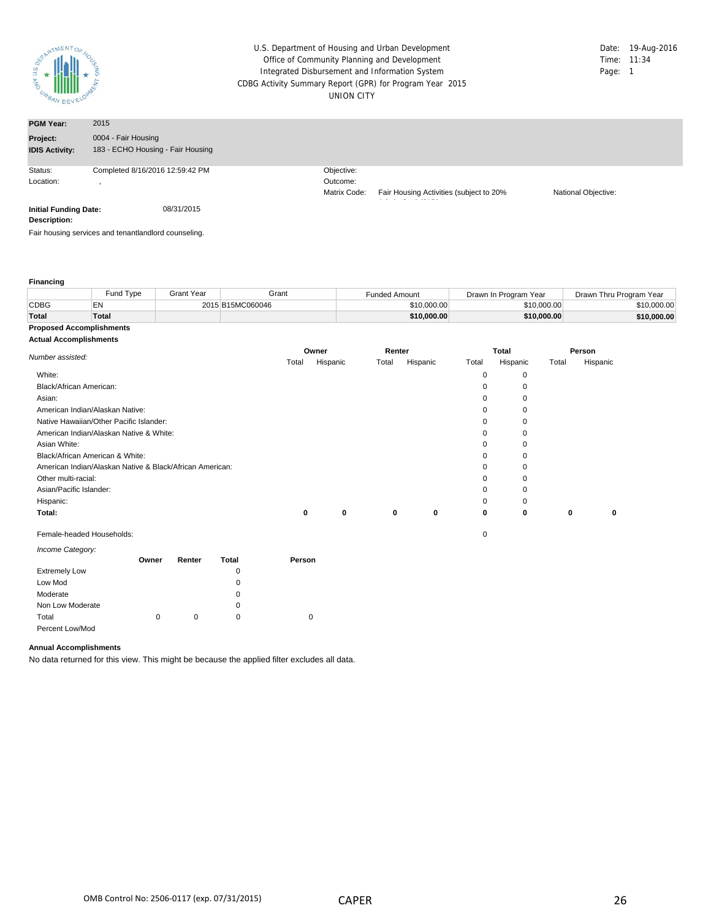U.S. Department of Housing and Urban Development
Office of Community Planning and Development
Integrated Disbursement and Information System
CDBG Activity Summary Report (GPR) for Program Year 2015
UNION CITY

Date: 19-Aug-2016
Time: 11:34
Page: 1

| | | | | | |
|---|---|---|---|---|---|
| **PGM Year:** | 2015 | | | | |
| **Project:** | 0004 - Fair Housing | | | | |
| **IDIS Activity:** | 183 - ECHO Housing - Fair Housing | | | | |
| Status: | Completed 8/16/2016 12:59:42 PM | Objective: | | | |
| Location: | , | Outcome: | | | |
| | | Matrix Code: | Fair Housing Activities (subject to 20% | National Objective: | |

**Initial Funding Date:** 08/31/2015

**Description:**

Fair housing services and tenantlandlord counseling.

**Financing**

| | Fund Type | Grant Year | Grant | Funded Amount | Drawn In Program Year | Drawn Thru Program Year |
|---|---|---|---|---|---|---|
| CDBG | EN | 2015 | B15MC060046 | $10,000.00 | $10,000.00 | $10,000.00 |
| **Total** | **Total** | | | **$10,000.00** | **$10,000.00** | **$10,000.00** |

**Proposed Accomplishments**

**Actual Accomplishments**

| *Number assisted:* | Owner Total | Owner Hispanic | Renter Total | Renter Hispanic | Total Total | Total Hispanic | Person Total | Person Hispanic |
|---|---|---|---|---|---|---|---|---|
| White: | | | | | 0 | 0 | | |
| Black/African American: | | | | | 0 | 0 | | |
| Asian: | | | | | 0 | 0 | | |
| American Indian/Alaskan Native: | | | | | 0 | 0 | | |
| Native Hawaiian/Other Pacific Islander: | | | | | 0 | 0 | | |
| American Indian/Alaskan Native & White: | | | | | 0 | 0 | | |
| Asian White: | | | | | 0 | 0 | | |
| Black/African American & White: | | | | | 0 | 0 | | |
| American Indian/Alaskan Native & Black/African American: | | | | | 0 | 0 | | |
| Other multi-racial: | | | | | 0 | 0 | | |
| Asian/Pacific Islander: | | | | | 0 | 0 | | |
| Hispanic: | | | | | 0 | 0 | | |
| **Total:** | **0** | **0** | **0** | **0** | **0** | **0** | **0** | **0** |
| Female-headed Households: | | | | | 0 | | | |

*Income Category:*

| | Owner | Renter | Total | Person |
|---|---|---|---|---|
| Extremely Low | | | 0 | |
| Low Mod | | | 0 | |
| Moderate | | | 0 | |
| Non Low Moderate | | | 0 | |
| Total | 0 | 0 | 0 | 0 |
| Percent Low/Mod | | | | |

**Annual Accomplishments**

No data returned for this view. This might be because the applied filter excludes all data.

OMB Control No: 2506-0117 (exp. 07/31/2015)   CAPER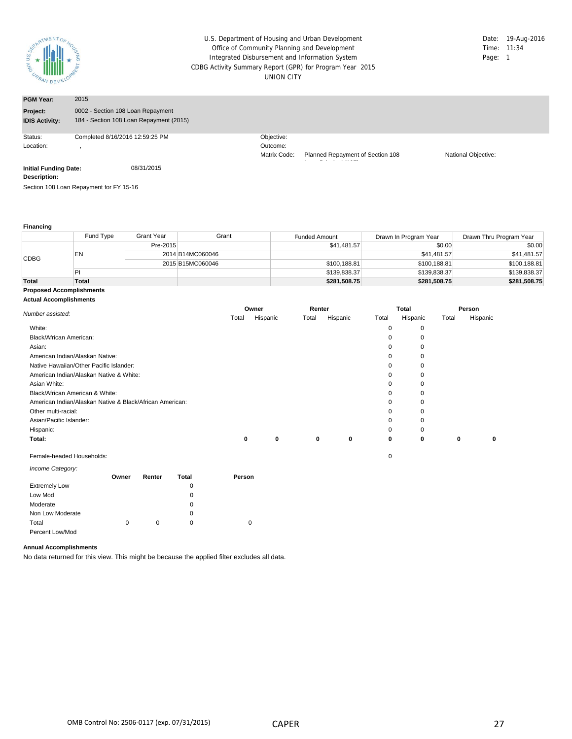U.S. Department of Housing and Urban Development
Office of Community Planning and Development
Integrated Disbursement and Information System
CDBG Activity Summary Report (GPR) for Program Year 2015
UNION CITY

Date: 19-Aug-2016
Time: 11:34
Page: 1

| | |
|---|---|
| **PGM Year:** | 2015 |
| **Project:** | 0002 - Section 108 Loan Repayment |
| **IDIS Activity:** | 184 - Section 108 Loan Repayment (2015) |

Status: Completed 8/16/2016 12:59:25 PM
Location: ,

Objective:
Outcome:
Matrix Code: Planned Repayment of Section 108
National Objective:

**Initial Funding Date:** 08/31/2015
**Description:**
Section 108 Loan Repayment for FY 15-16

**Financing**

| | Fund Type | Grant Year | Grant | Funded Amount | Drawn In Program Year | Drawn Thru Program Year |
|---|---|---|---|---|---|---|
| CDBG | EN | Pre-2015 | | $41,481.57 | $0.00 | $0.00 |
| | | 2014 | B14MC060046 | | $41,481.57 | $41,481.57 |
| | | 2015 | B15MC060046 | $100,188.81 | $100,188.81 | $100,188.81 |
| | PI | | | $139,838.37 | $139,838.37 | $139,838.37 |
| **Total** | **Total** | | | **$281,508.75** | **$281,508.75** | **$281,508.75** |

**Proposed Accomplishments**

**Actual Accomplishments**

| *Number assisted:* | Owner Total | Owner Hispanic | Renter Total | Renter Hispanic | Total Total | Total Hispanic | Person Total | Person Hispanic |
|---|---|---|---|---|---|---|---|---|
| White: | | | | | 0 | 0 | | |
| Black/African American: | | | | | 0 | 0 | | |
| Asian: | | | | | 0 | 0 | | |
| American Indian/Alaskan Native: | | | | | 0 | 0 | | |
| Native Hawaiian/Other Pacific Islander: | | | | | 0 | 0 | | |
| American Indian/Alaskan Native & White: | | | | | 0 | 0 | | |
| Asian White: | | | | | 0 | 0 | | |
| Black/African American & White: | | | | | 0 | 0 | | |
| American Indian/Alaskan Native & Black/African American: | | | | | 0 | 0 | | |
| Other multi-racial: | | | | | 0 | 0 | | |
| Asian/Pacific Islander: | | | | | 0 | 0 | | |
| Hispanic: | | | | | 0 | 0 | | |
| **Total:** | **0** | **0** | **0** | **0** | **0** | **0** | **0** | **0** |
| Female-headed Households: | | | | | 0 | | | |

*Income Category:*

| | Owner | Renter | Total | Person |
|---|---|---|---|---|
| Extremely Low | | | 0 | |
| Low Mod | | | 0 | |
| Moderate | | | 0 | |
| Non Low Moderate | | | 0 | |
| Total | 0 | 0 | 0 | 0 |
| Percent Low/Mod | | | | |

**Annual Accomplishments**

No data returned for this view. This might be because the applied filter excludes all data.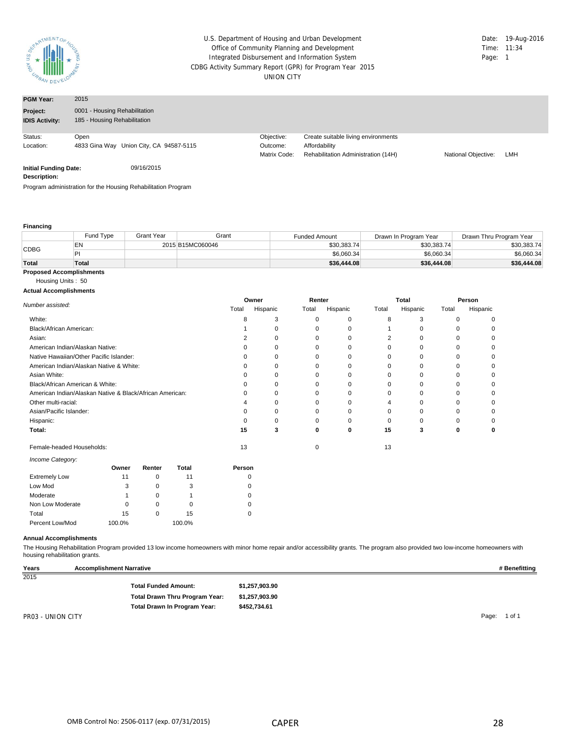U.S. Department of Housing and Urban Development
Office of Community Planning and Development
Integrated Disbursement and Information System
CDBG Activity Summary Report (GPR) for Program Year 2015
UNION CITY

Date: 19-Aug-2016
Time: 11:34

| | |
|---|---|
| **PGM Year:** | 2015 |
| **Project:** | 0001 - Housing Rehabilitation |
| **IDIS Activity:** | 185 - Housing Rehabilitation |

Status: Open
Location: 4833 Gina Way Union City, CA 94587-5115

Objective: Create suitable living environments
Outcome: Affordability
Matrix Code: Rehabilitation Administration (14H)
National Objective: LMH

**Initial Funding Date:** 09/16/2015

**Description:**

Program administration for the Housing Rehabilitation Program

**Financing**

| | Fund Type | Grant Year | Grant | Funded Amount | Drawn In Program Year | Drawn Thru Program Year |
|---|---|---|---|---|---|---|
| CDBG | EN | 2015 | B15MC060046 | $30,383.74 | $30,383.74 | $30,383.74 |
| | PI | | | $6,060.34 | $6,060.34 | $6,060.34 |
| **Total** | **Total** | | | **$36,444.08** | **$36,444.08** | **$36,444.08** |

**Proposed Accomplishments**

Housing Units : 50

**Actual Accomplishments**

| *Number assisted:* | Owner | | Renter | | Total | | Person | |
|---|---|---|---|---|---|---|---|---|
| | Total | Hispanic | Total | Hispanic | Total | Hispanic | Total | Hispanic |
| White: | 8 | 3 | 0 | 0 | 8 | 3 | 0 | 0 |
| Black/African American: | 1 | 0 | 0 | 0 | 1 | 0 | 0 | 0 |
| Asian: | 2 | 0 | 0 | 0 | 2 | 0 | 0 | 0 |
| American Indian/Alaskan Native: | 0 | 0 | 0 | 0 | 0 | 0 | 0 | 0 |
| Native Hawaiian/Other Pacific Islander: | 0 | 0 | 0 | 0 | 0 | 0 | 0 | 0 |
| American Indian/Alaskan Native & White: | 0 | 0 | 0 | 0 | 0 | 0 | 0 | 0 |
| Asian White: | 0 | 0 | 0 | 0 | 0 | 0 | 0 | 0 |
| Black/African American & White: | 0 | 0 | 0 | 0 | 0 | 0 | 0 | 0 |
| American Indian/Alaskan Native & Black/African American: | 0 | 0 | 0 | 0 | 0 | 0 | 0 | 0 |
| Other multi-racial: | 4 | 0 | 0 | 0 | 4 | 0 | 0 | 0 |
| Asian/Pacific Islander: | 0 | 0 | 0 | 0 | 0 | 0 | 0 | 0 |
| Hispanic: | 0 | 0 | 0 | 0 | 0 | 0 | 0 | 0 |
| **Total:** | **15** | **3** | **0** | **0** | **15** | **3** | **0** | **0** |
| Female-headed Households: | 13 | | 0 | | 13 | | | |

*Income Category:*

| | Owner | Renter | Total | Person |
|---|---|---|---|---|
| Extremely Low | 11 | 0 | 11 | 0 |
| Low Mod | 3 | 0 | 3 | 0 |
| Moderate | 1 | 0 | 1 | 0 |
| Non Low Moderate | 0 | 0 | 0 | 0 |
| Total | 15 | 0 | 15 | 0 |
| Percent Low/Mod | 100.0% | | 100.0% | |

**Annual Accomplishments**

The Housing Rehabilitation Program provided 13 low income homeowners with minor home repair and/or accessibility grants. The program also provided two low-income homeowners with housing rehabilitation grants.

| Years | Accomplishment Narrative | # Benefitting |
|---|---|---|
| 2015 | | |

| | |
|---|---|
| **Total Funded Amount:** | $1,257,903.90 |
| **Total Drawn Thru Program Year:** | $1,257,903.90 |
| **Total Drawn In Program Year:** | $452,734.61 |

PR03 - UNION CITY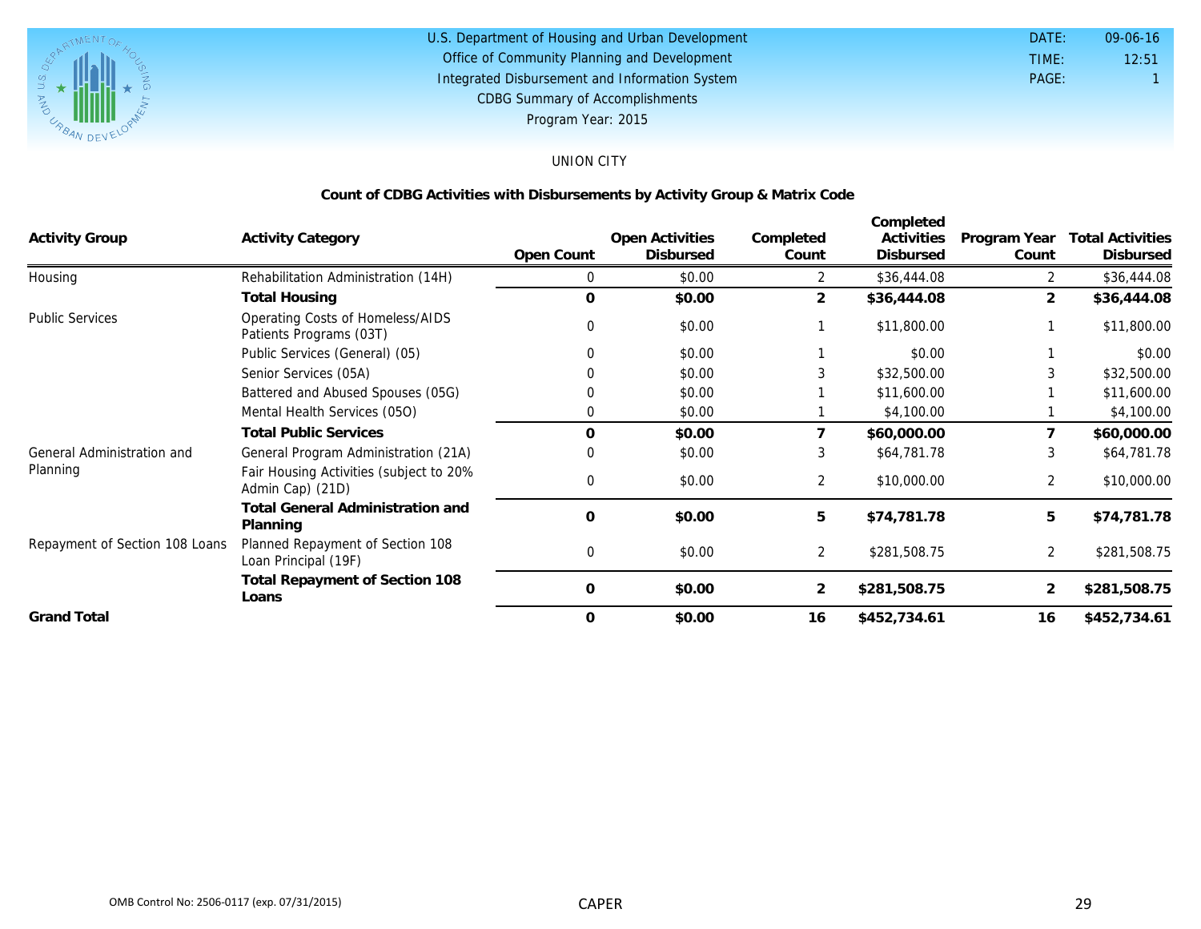U.S. Department of Housing and Urban Development
Office of Community Planning and Development
Integrated Disbursement and Information System
CDBG Summary of Accomplishments
Program Year: 2015

DATE: 09-06-16
TIME: 12:51
PAGE: 1

UNION CITY

## Count of CDBG Activities with Disbursements by Activity Group & Matrix Code

| Activity Group | Activity Category | Open Count | Open Activities Disbursed | Completed Count | Completed Activities Disbursed | Program Year Count | Total Activities Disbursed |
|---|---|---|---|---|---|---|---|
| Housing | Rehabilitation Administration (14H) | 0 | $0.00 | 2 | $36,444.08 | 2 | $36,444.08 |
| | **Total Housing** | **0** | **$0.00** | **2** | **$36,444.08** | **2** | **$36,444.08** |
| Public Services | Operating Costs of Homeless/AIDS Patients Programs (03T) | 0 | $0.00 | 1 | $11,800.00 | 1 | $11,800.00 |
| | Public Services (General) (05) | 0 | $0.00 | 1 | $0.00 | 1 | $0.00 |
| | Senior Services (05A) | 0 | $0.00 | 3 | $32,500.00 | 3 | $32,500.00 |
| | Battered and Abused Spouses (05G) | 0 | $0.00 | 1 | $11,600.00 | 1 | $11,600.00 |
| | Mental Health Services (05O) | 0 | $0.00 | 1 | $4,100.00 | 1 | $4,100.00 |
| | **Total Public Services** | **0** | **$0.00** | **7** | **$60,000.00** | **7** | **$60,000.00** |
| General Administration and Planning | General Program Administration (21A) | 0 | $0.00 | 3 | $64,781.78 | 3 | $64,781.78 |
| | Fair Housing Activities (subject to 20% Admin Cap) (21D) | 0 | $0.00 | 2 | $10,000.00 | 2 | $10,000.00 |
| | **Total General Administration and Planning** | **0** | **$0.00** | **5** | **$74,781.78** | **5** | **$74,781.78** |
| Repayment of Section 108 Loans | Planned Repayment of Section 108 Loan Principal (19F) | 0 | $0.00 | 2 | $281,508.75 | 2 | $281,508.75 |
| | **Total Repayment of Section 108 Loans** | **0** | **$0.00** | **2** | **$281,508.75** | **2** | **$281,508.75** |
| **Grand Total** | | **0** | **$0.00** | **16** | **$452,734.61** | **16** | **$452,734.61** |

OMB Control No: 2506-0117 (exp. 07/31/2015)

CAPER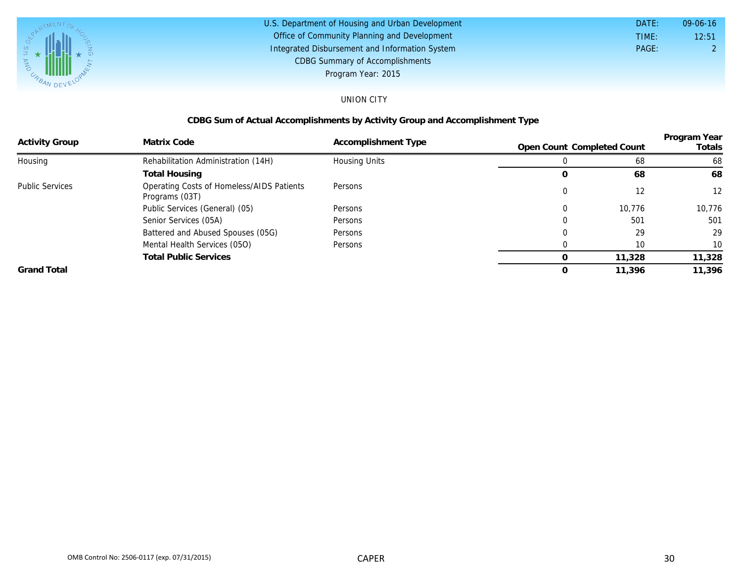U.S. Department of Housing and Urban Development
Office of Community Planning and Development
Integrated Disbursement and Information System
CDBG Summary of Accomplishments
Program Year: 2015

DATE: 09-06-16
TIME: 12:51
PAGE: 2

UNION CITY

## CDBG Sum of Actual Accomplishments by Activity Group and Accomplishment Type

| Activity Group | Matrix Code | Accomplishment Type | Open Count | Completed Count | Program Year Totals |
|---|---|---|---|---|---|
| Housing | Rehabilitation Administration (14H) | Housing Units | 0 | 68 | 68 |
| | **Total Housing** | | **0** | **68** | **68** |
| Public Services | Operating Costs of Homeless/AIDS Patients Programs (03T) | Persons | 0 | 12 | 12 |
| | Public Services (General) (05) | Persons | 0 | 10,776 | 10,776 |
| | Senior Services (05A) | Persons | 0 | 501 | 501 |
| | Battered and Abused Spouses (05G) | Persons | 0 | 29 | 29 |
| | Mental Health Services (05O) | Persons | 0 | 10 | 10 |
| | **Total Public Services** | | **0** | **11,328** | **11,328** |
| **Grand Total** | | | **0** | **11,396** | **11,396** |

OMB Control No: 2506-0117 (exp. 07/31/2015)

CAPER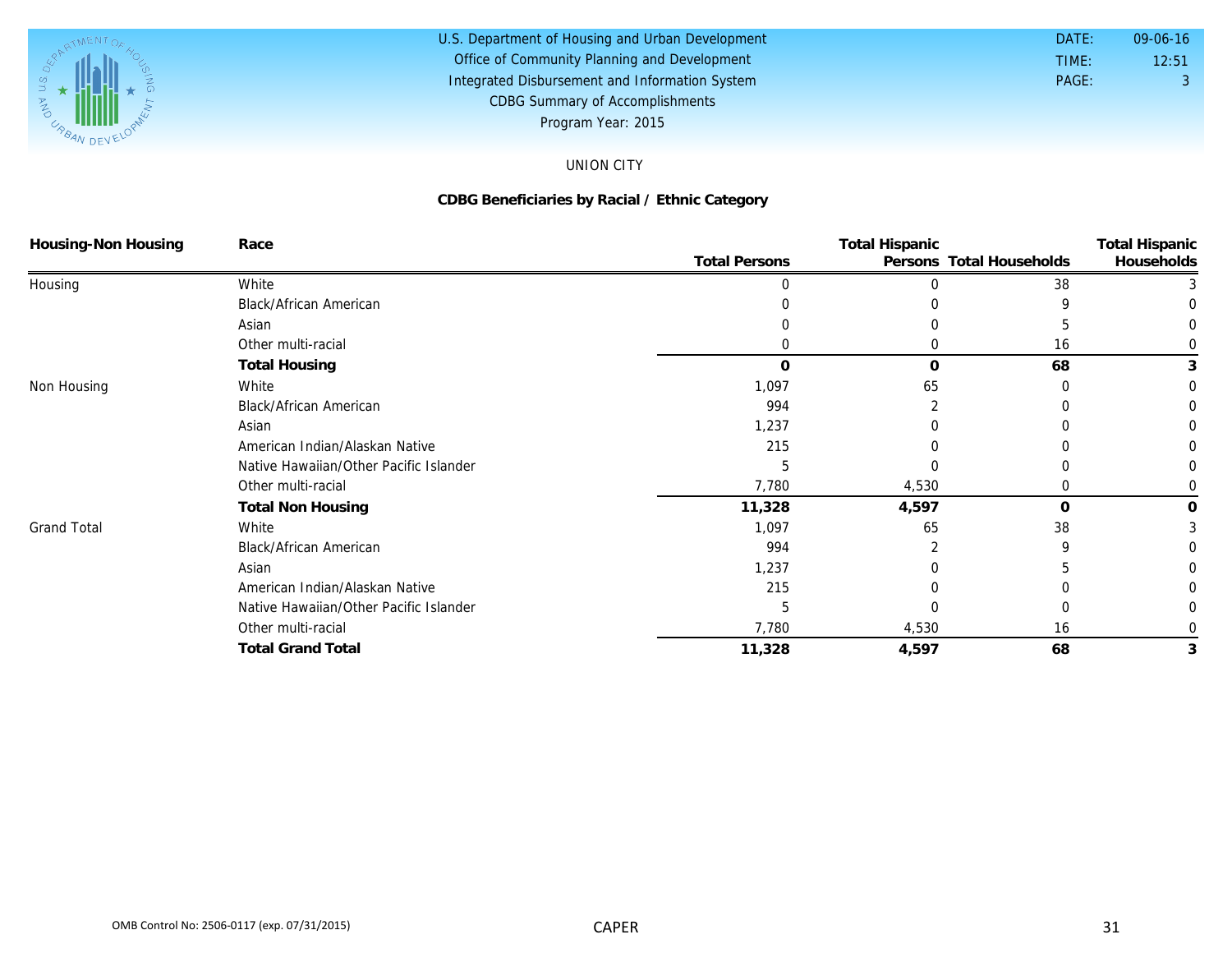U.S. Department of Housing and Urban Development
Office of Community Planning and Development
Integrated Disbursement and Information System
CDBG Summary of Accomplishments
Program Year: 2015

DATE: 09-06-16
TIME: 12:51
PAGE: 3

UNION CITY

## CDBG Beneficiaries by Racial / Ethnic Category

| Housing-Non Housing | Race | Total Persons | Total Hispanic Persons | Total Households | Total Hispanic Households |
|---|---|---|---|---|---|
| Housing | White | 0 | 0 | 38 | 3 |
| | Black/African American | 0 | 0 | 9 | 0 |
| | Asian | 0 | 0 | 5 | 0 |
| | Other multi-racial | 0 | 0 | 16 | 0 |
| | **Total Housing** | **0** | **0** | **68** | **3** |
| Non Housing | White | 1,097 | 65 | 0 | 0 |
| | Black/African American | 994 | 2 | 0 | 0 |
| | Asian | 1,237 | 0 | 0 | 0 |
| | American Indian/Alaskan Native | 215 | 0 | 0 | 0 |
| | Native Hawaiian/Other Pacific Islander | 5 | 0 | 0 | 0 |
| | Other multi-racial | 7,780 | 4,530 | 0 | 0 |
| | **Total Non Housing** | **11,328** | **4,597** | **0** | **0** |
| Grand Total | White | 1,097 | 65 | 38 | 3 |
| | Black/African American | 994 | 2 | 9 | 0 |
| | Asian | 1,237 | 0 | 5 | 0 |
| | American Indian/Alaskan Native | 215 | 0 | 0 | 0 |
| | Native Hawaiian/Other Pacific Islander | 5 | 0 | 0 | 0 |
| | Other multi-racial | 7,780 | 4,530 | 16 | 0 |
| | **Total Grand Total** | **11,328** | **4,597** | **68** | **3** |

OMB Control No: 2506-0117 (exp. 07/31/2015)

CAPER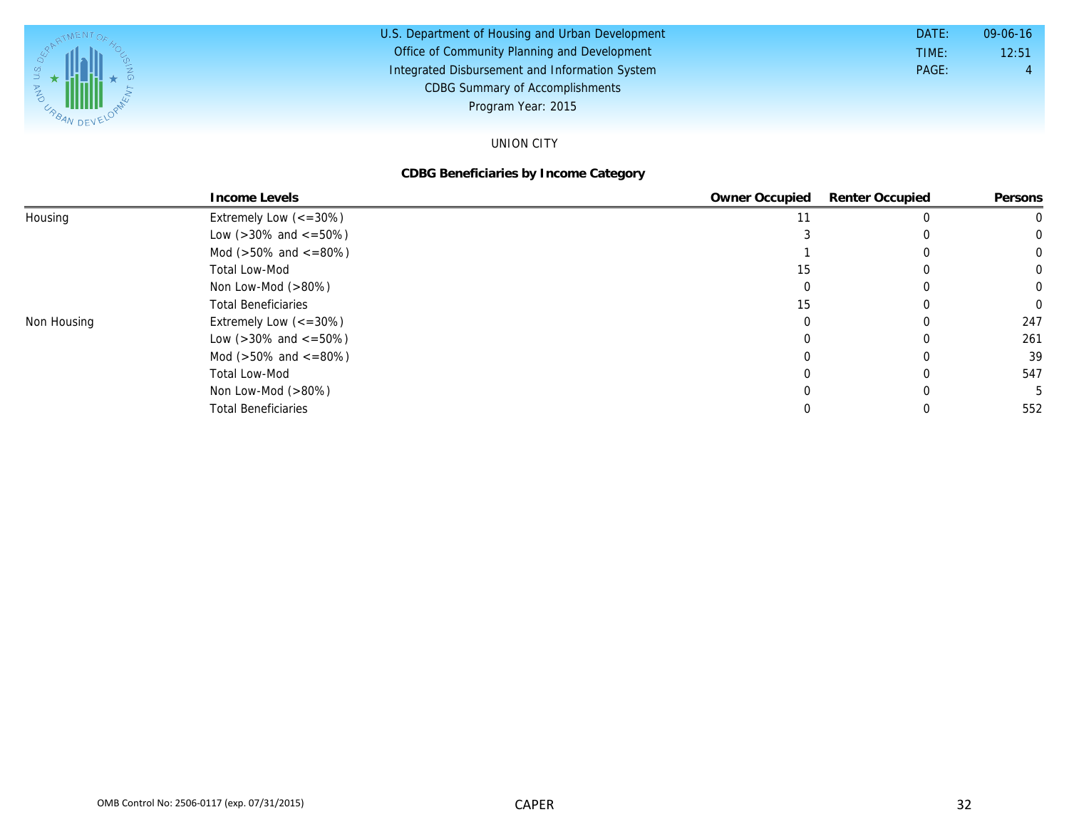U.S. Department of Housing and Urban Development
Office of Community Planning and Development
Integrated Disbursement and Information System
CDBG Summary of Accomplishments
Program Year: 2015

DATE: 09-06-16
TIME: 12:51
PAGE: 4

UNION CITY

## CDBG Beneficiaries by Income Category

| | Income Levels | Owner Occupied | Renter Occupied | Persons |
|---|---|---|---|---|
| Housing | Extremely Low (<=30%) | 11 | 0 | 0 |
| | Low (>30% and <=50%) | 3 | 0 | 0 |
| | Mod (>50% and <=80%) | 1 | 0 | 0 |
| | Total Low-Mod | 15 | 0 | 0 |
| | Non Low-Mod (>80%) | 0 | 0 | 0 |
| | Total Beneficiaries | 15 | 0 | 0 |
| Non Housing | Extremely Low (<=30%) | 0 | 0 | 247 |
| | Low (>30% and <=50%) | 0 | 0 | 261 |
| | Mod (>50% and <=80%) | 0 | 0 | 39 |
| | Total Low-Mod | 0 | 0 | 547 |
| | Non Low-Mod (>80%) | 0 | 0 | 5 |
| | Total Beneficiaries | 0 | 0 | 552 |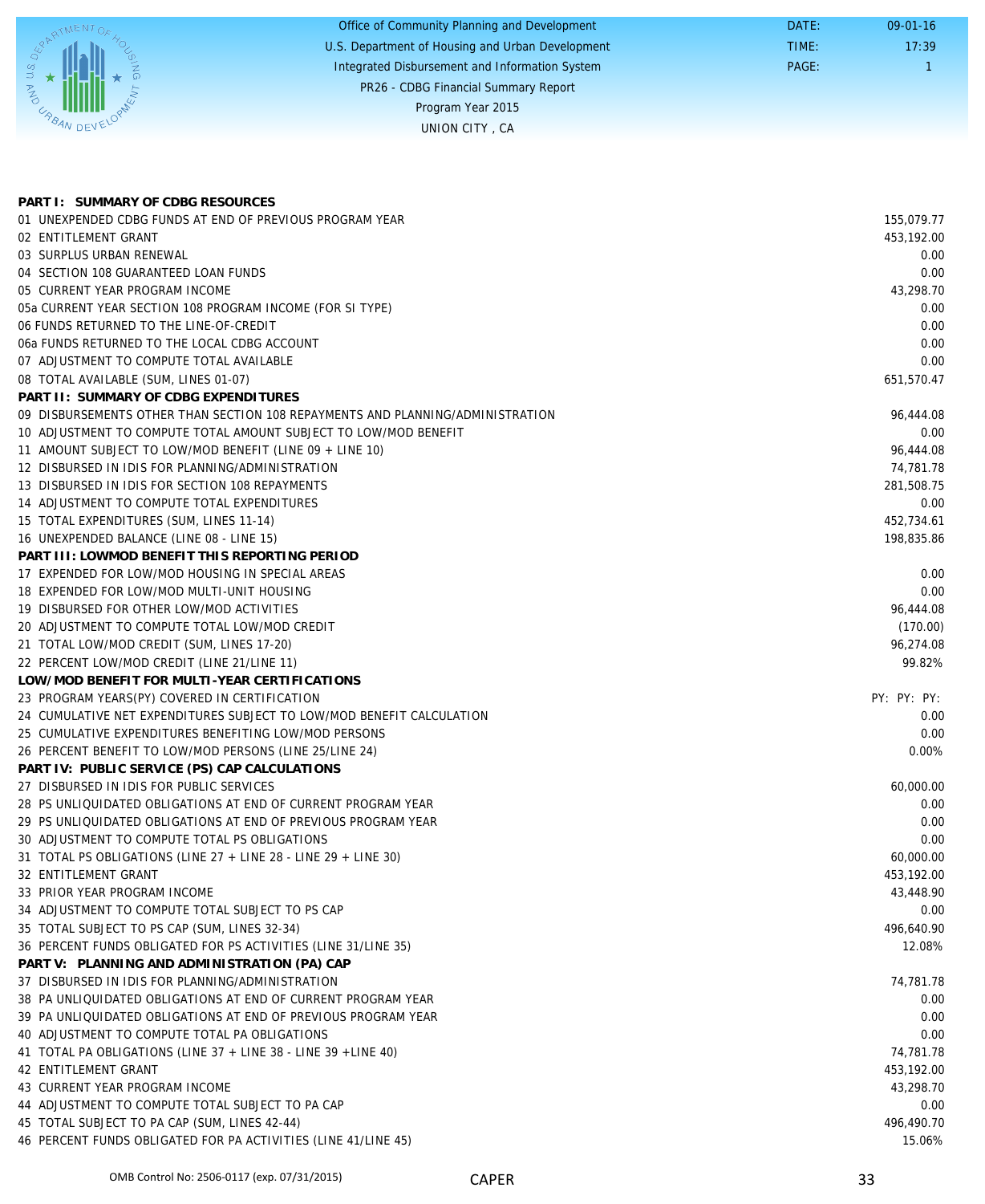Office of Community Planning and Development
U.S. Department of Housing and Urban Development
Integrated Disbursement and Information System
PR26 - CDBG Financial Summary Report
Program Year 2015
UNION CITY , CA

DATE: 09-01-16
TIME: 17:39
PAGE: 1

| | |
|---|---|
| **PART I: SUMMARY OF CDBG RESOURCES** | |
| 01 UNEXPENDED CDBG FUNDS AT END OF PREVIOUS PROGRAM YEAR | 155,079.77 |
| 02 ENTITLEMENT GRANT | 453,192.00 |
| 03 SURPLUS URBAN RENEWAL | 0.00 |
| 04 SECTION 108 GUARANTEED LOAN FUNDS | 0.00 |
| 05 CURRENT YEAR PROGRAM INCOME | 43,298.70 |
| 05a CURRENT YEAR SECTION 108 PROGRAM INCOME (FOR SI TYPE) | 0.00 |
| 06 FUNDS RETURNED TO THE LINE-OF-CREDIT | 0.00 |
| 06a FUNDS RETURNED TO THE LOCAL CDBG ACCOUNT | 0.00 |
| 07 ADJUSTMENT TO COMPUTE TOTAL AVAILABLE | 0.00 |
| 08 TOTAL AVAILABLE (SUM, LINES 01-07) | 651,570.47 |
| **PART II: SUMMARY OF CDBG EXPENDITURES** | |
| 09 DISBURSEMENTS OTHER THAN SECTION 108 REPAYMENTS AND PLANNING/ADMINISTRATION | 96,444.08 |
| 10 ADJUSTMENT TO COMPUTE TOTAL AMOUNT SUBJECT TO LOW/MOD BENEFIT | 0.00 |
| 11 AMOUNT SUBJECT TO LOW/MOD BENEFIT (LINE 09 + LINE 10) | 96,444.08 |
| 12 DISBURSED IN IDIS FOR PLANNING/ADMINISTRATION | 74,781.78 |
| 13 DISBURSED IN IDIS FOR SECTION 108 REPAYMENTS | 281,508.75 |
| 14 ADJUSTMENT TO COMPUTE TOTAL EXPENDITURES | 0.00 |
| 15 TOTAL EXPENDITURES (SUM, LINES 11-14) | 452,734.61 |
| 16 UNEXPENDED BALANCE (LINE 08 - LINE 15) | 198,835.86 |
| **PART III: LOWMOD BENEFIT THIS REPORTING PERIOD** | |
| 17 EXPENDED FOR LOW/MOD HOUSING IN SPECIAL AREAS | 0.00 |
| 18 EXPENDED FOR LOW/MOD MULTI-UNIT HOUSING | 0.00 |
| 19 DISBURSED FOR OTHER LOW/MOD ACTIVITIES | 96,444.08 |
| 20 ADJUSTMENT TO COMPUTE TOTAL LOW/MOD CREDIT | (170.00) |
| 21 TOTAL LOW/MOD CREDIT (SUM, LINES 17-20) | 96,274.08 |
| 22 PERCENT LOW/MOD CREDIT (LINE 21/LINE 11) | 99.82% |
| **LOW/MOD BENEFIT FOR MULTI-YEAR CERTIFICATIONS** | |
| 23 PROGRAM YEARS(PY) COVERED IN CERTIFICATION | PY: PY: PY: |
| 24 CUMULATIVE NET EXPENDITURES SUBJECT TO LOW/MOD BENEFIT CALCULATION | 0.00 |
| 25 CUMULATIVE EXPENDITURES BENEFITING LOW/MOD PERSONS | 0.00 |
| 26 PERCENT BENEFIT TO LOW/MOD PERSONS (LINE 25/LINE 24) | 0.00% |
| **PART IV: PUBLIC SERVICE (PS) CAP CALCULATIONS** | |
| 27 DISBURSED IN IDIS FOR PUBLIC SERVICES | 60,000.00 |
| 28 PS UNLIQUIDATED OBLIGATIONS AT END OF CURRENT PROGRAM YEAR | 0.00 |
| 29 PS UNLIQUIDATED OBLIGATIONS AT END OF PREVIOUS PROGRAM YEAR | 0.00 |
| 30 ADJUSTMENT TO COMPUTE TOTAL PS OBLIGATIONS | 0.00 |
| 31 TOTAL PS OBLIGATIONS (LINE 27 + LINE 28 - LINE 29 + LINE 30) | 60,000.00 |
| 32 ENTITLEMENT GRANT | 453,192.00 |
| 33 PRIOR YEAR PROGRAM INCOME | 43,448.90 |
| 34 ADJUSTMENT TO COMPUTE TOTAL SUBJECT TO PS CAP | 0.00 |
| 35 TOTAL SUBJECT TO PS CAP (SUM, LINES 32-34) | 496,640.90 |
| 36 PERCENT FUNDS OBLIGATED FOR PS ACTIVITIES (LINE 31/LINE 35) | 12.08% |
| **PART V: PLANNING AND ADMINISTRATION (PA) CAP** | |
| 37 DISBURSED IN IDIS FOR PLANNING/ADMINISTRATION | 74,781.78 |
| 38 PA UNLIQUIDATED OBLIGATIONS AT END OF CURRENT PROGRAM YEAR | 0.00 |
| 39 PA UNLIQUIDATED OBLIGATIONS AT END OF PREVIOUS PROGRAM YEAR | 0.00 |
| 40 ADJUSTMENT TO COMPUTE TOTAL PA OBLIGATIONS | 0.00 |
| 41 TOTAL PA OBLIGATIONS (LINE 37 + LINE 38 - LINE 39 +LINE 40) | 74,781.78 |
| 42 ENTITLEMENT GRANT | 453,192.00 |
| 43 CURRENT YEAR PROGRAM INCOME | 43,298.70 |
| 44 ADJUSTMENT TO COMPUTE TOTAL SUBJECT TO PA CAP | 0.00 |
| 45 TOTAL SUBJECT TO PA CAP (SUM, LINES 42-44) | 496,490.70 |
| 46 PERCENT FUNDS OBLIGATED FOR PA ACTIVITIES (LINE 41/LINE 45) | 15.06% |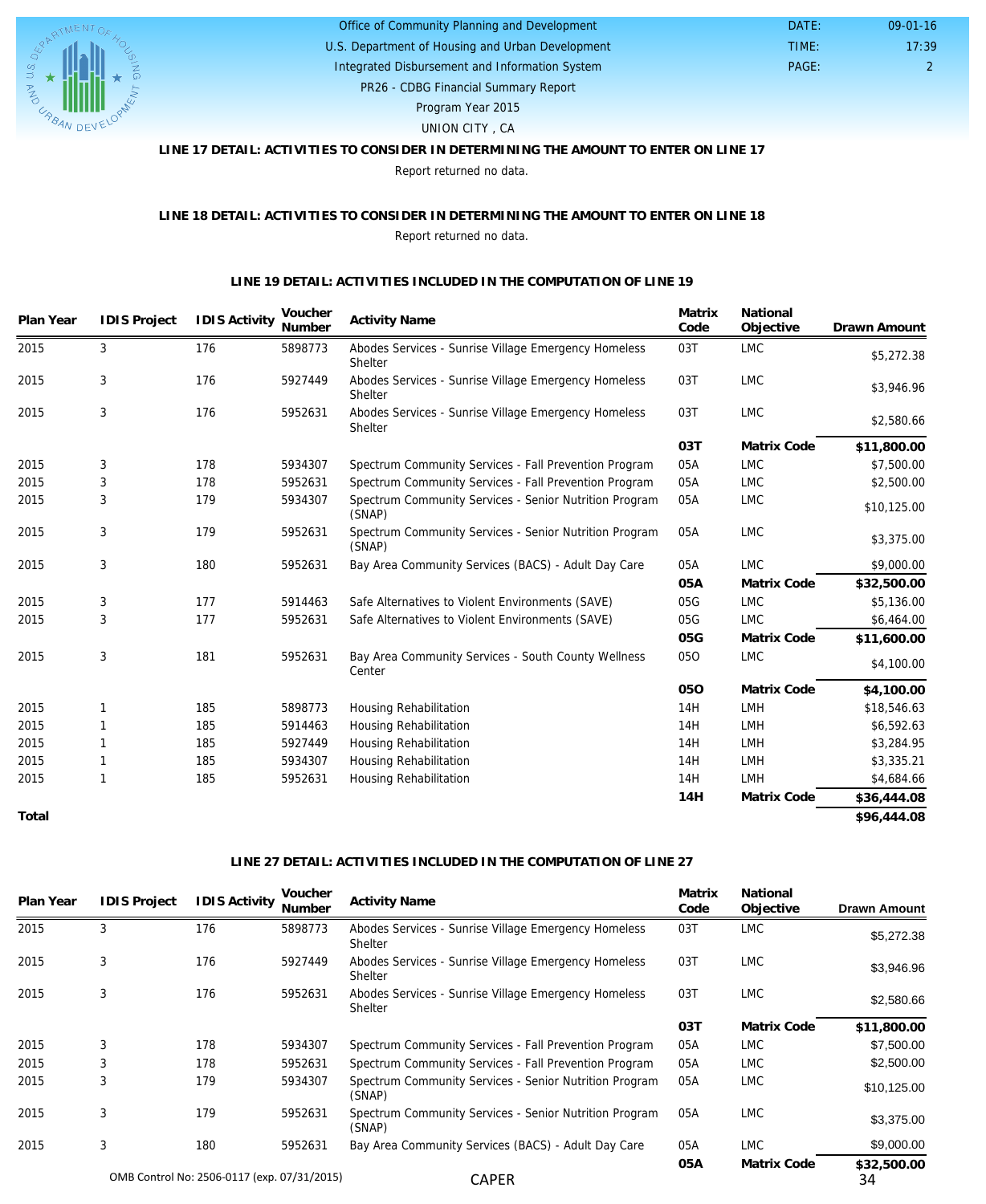Office of Community Planning and Development
U.S. Department of Housing and Urban Development
Integrated Disbursement and Information System
PR26 - CDBG Financial Summary Report
Program Year 2015
UNION CITY , CA

DATE: 09-01-16
TIME: 17:39
PAGE: 2

### LINE 17 DETAIL: ACTIVITIES TO CONSIDER IN DETERMINING THE AMOUNT TO ENTER ON LINE 17

Report returned no data.

### LINE 18 DETAIL: ACTIVITIES TO CONSIDER IN DETERMINING THE AMOUNT TO ENTER ON LINE 18

Report returned no data.

### LINE 19 DETAIL: ACTIVITIES INCLUDED IN THE COMPUTATION OF LINE 19

| Plan Year | IDIS Project | IDIS Activity | Voucher Number | Activity Name | Matrix Code | National Objective | Drawn Amount |
|---|---|---|---|---|---|---|---|
| 2015 | 3 | 176 | 5898773 | Abodes Services - Sunrise Village Emergency Homeless Shelter | 03T | LMC | $5,272.38 |
| 2015 | 3 | 176 | 5927449 | Abodes Services - Sunrise Village Emergency Homeless Shelter | 03T | LMC | $3,946.96 |
| 2015 | 3 | 176 | 5952631 | Abodes Services - Sunrise Village Emergency Homeless Shelter | 03T | LMC | $2,580.66 |
| | | | | | **03T** | **Matrix Code** | **$11,800.00** |
| 2015 | 3 | 178 | 5934307 | Spectrum Community Services - Fall Prevention Program | 05A | LMC | $7,500.00 |
| 2015 | 3 | 178 | 5952631 | Spectrum Community Services - Fall Prevention Program | 05A | LMC | $2,500.00 |
| 2015 | 3 | 179 | 5934307 | Spectrum Community Services - Senior Nutrition Program (SNAP) | 05A | LMC | $10,125.00 |
| 2015 | 3 | 179 | 5952631 | Spectrum Community Services - Senior Nutrition Program (SNAP) | 05A | LMC | $3,375.00 |
| 2015 | 3 | 180 | 5952631 | Bay Area Community Services (BACS) - Adult Day Care | 05A | LMC | $9,000.00 |
| | | | | | **05A** | **Matrix Code** | **$32,500.00** |
| 2015 | 3 | 177 | 5914463 | Safe Alternatives to Violent Environments (SAVE) | 05G | LMC | $5,136.00 |
| 2015 | 3 | 177 | 5952631 | Safe Alternatives to Violent Environments (SAVE) | 05G | LMC | $6,464.00 |
| | | | | | **05G** | **Matrix Code** | **$11,600.00** |
| 2015 | 3 | 181 | 5952631 | Bay Area Community Services - South County Wellness Center | 05O | LMC | $4,100.00 |
| | | | | | **05O** | **Matrix Code** | **$4,100.00** |
| 2015 | 1 | 185 | 5898773 | Housing Rehabilitation | 14H | LMH | $18,546.63 |
| 2015 | 1 | 185 | 5914463 | Housing Rehabilitation | 14H | LMH | $6,592.63 |
| 2015 | 1 | 185 | 5927449 | Housing Rehabilitation | 14H | LMH | $3,284.95 |
| 2015 | 1 | 185 | 5934307 | Housing Rehabilitation | 14H | LMH | $3,335.21 |
| 2015 | 1 | 185 | 5952631 | Housing Rehabilitation | 14H | LMH | $4,684.66 |
| | | | | | **14H** | **Matrix Code** | **$36,444.08** |
| **Total** | | | | | | | **$96,444.08** |

### LINE 27 DETAIL: ACTIVITIES INCLUDED IN THE COMPUTATION OF LINE 27

| Plan Year | IDIS Project | IDIS Activity | Voucher Number | Activity Name | Matrix Code | National Objective | Drawn Amount |
|---|---|---|---|---|---|---|---|
| 2015 | 3 | 176 | 5898773 | Abodes Services - Sunrise Village Emergency Homeless Shelter | 03T | LMC | $5,272.38 |
| 2015 | 3 | 176 | 5927449 | Abodes Services - Sunrise Village Emergency Homeless Shelter | 03T | LMC | $3,946.96 |
| 2015 | 3 | 176 | 5952631 | Abodes Services - Sunrise Village Emergency Homeless Shelter | 03T | LMC | $2,580.66 |
| | | | | | **03T** | **Matrix Code** | **$11,800.00** |
| 2015 | 3 | 178 | 5934307 | Spectrum Community Services - Fall Prevention Program | 05A | LMC | $7,500.00 |
| 2015 | 3 | 178 | 5952631 | Spectrum Community Services - Fall Prevention Program | 05A | LMC | $2,500.00 |
| 2015 | 3 | 179 | 5934307 | Spectrum Community Services - Senior Nutrition Program (SNAP) | 05A | LMC | $10,125.00 |
| 2015 | 3 | 179 | 5952631 | Spectrum Community Services - Senior Nutrition Program (SNAP) | 05A | LMC | $3,375.00 |
| 2015 | 3 | 180 | 5952631 | Bay Area Community Services (BACS) - Adult Day Care | 05A | LMC | $9,000.00 |
| | | | | | **05A** | **Matrix Code** | **$32,500.00** |

OMB Control No: 2506-0117 (exp. 07/31/2015)

CAPER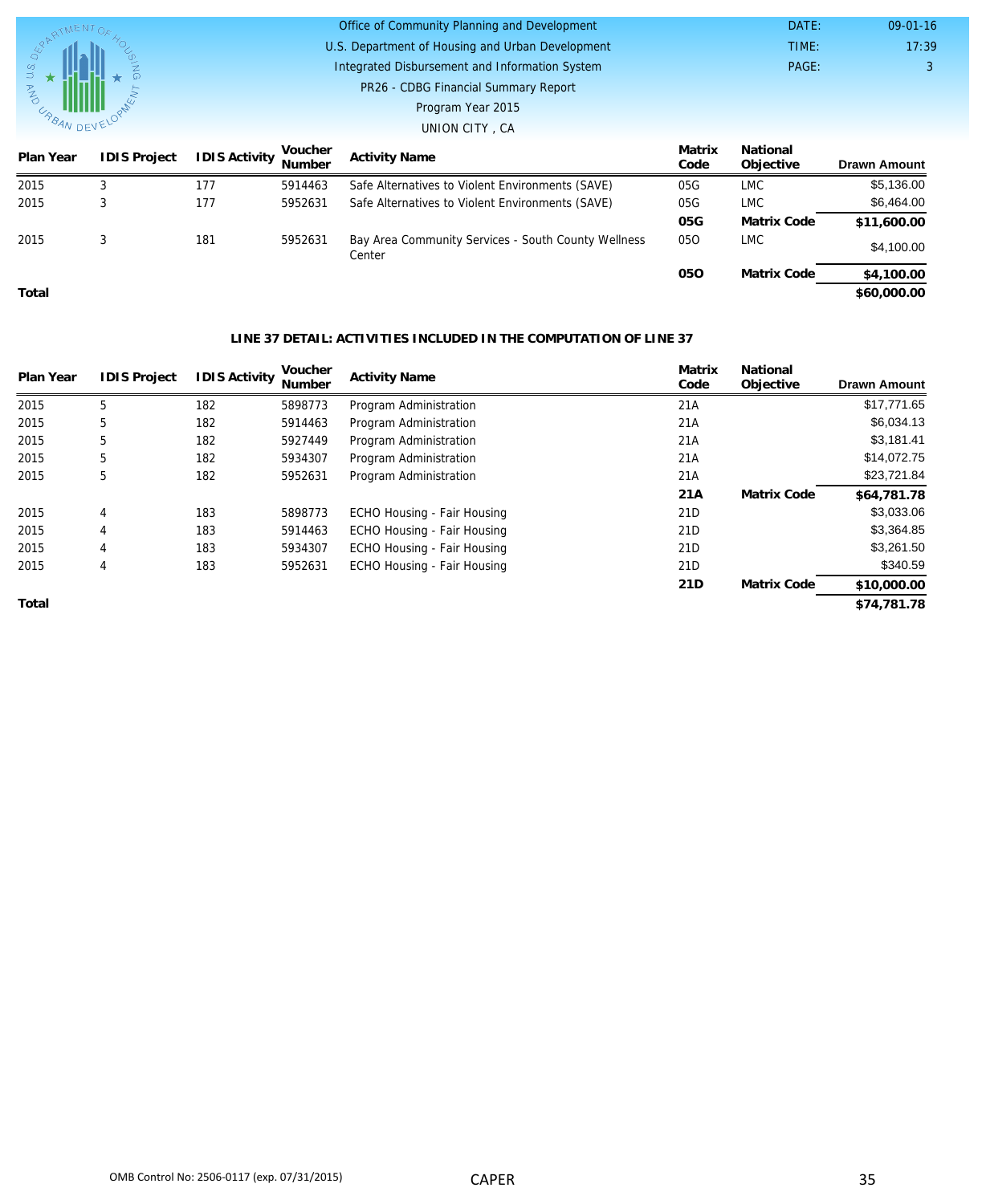| Plan Year | IDIS Project | IDIS Activity | Voucher Number | Activity Name | Matrix Code | National Objective | Drawn Amount |
|---|---|---|---|---|---|---|---|
| 2015 | 3 | 177 | 5914463 | Safe Alternatives to Violent Environments (SAVE) | 05G | LMC | $5,136.00 |
| 2015 | 3 | 177 | 5952631 | Safe Alternatives to Violent Environments (SAVE) | 05G | LMC | $6,464.00 |
| | | | | | **05G** | **Matrix Code** | **$11,600.00** |
| 2015 | 3 | 181 | 5952631 | Bay Area Community Services - South County Wellness Center | 05O | LMC | $4,100.00 |
| | | | | | **05O** | **Matrix Code** | **$4,100.00** |
| **Total** | | | | | | | **$60,000.00** |

**LINE 37 DETAIL: ACTIVITIES INCLUDED IN THE COMPUTATION OF LINE 37**

| Plan Year | IDIS Project | IDIS Activity | Voucher Number | Activity Name | Matrix Code | National Objective | Drawn Amount |
|---|---|---|---|---|---|---|---|
| 2015 | 5 | 182 | 5898773 | Program Administration | 21A | | $17,771.65 |
| 2015 | 5 | 182 | 5914463 | Program Administration | 21A | | $6,034.13 |
| 2015 | 5 | 182 | 5927449 | Program Administration | 21A | | $3,181.41 |
| 2015 | 5 | 182 | 5934307 | Program Administration | 21A | | $14,072.75 |
| 2015 | 5 | 182 | 5952631 | Program Administration | 21A | | $23,721.84 |
| | | | | | **21A** | **Matrix Code** | **$64,781.78** |
| 2015 | 4 | 183 | 5898773 | ECHO Housing - Fair Housing | 21D | | $3,033.06 |
| 2015 | 4 | 183 | 5914463 | ECHO Housing - Fair Housing | 21D | | $3,364.85 |
| 2015 | 4 | 183 | 5934307 | ECHO Housing - Fair Housing | 21D | | $3,261.50 |
| 2015 | 4 | 183 | 5952631 | ECHO Housing - Fair Housing | 21D | | $340.59 |
| | | | | | **21D** | **Matrix Code** | **$10,000.00** |
| **Total** | | | | | | | **$74,781.78** |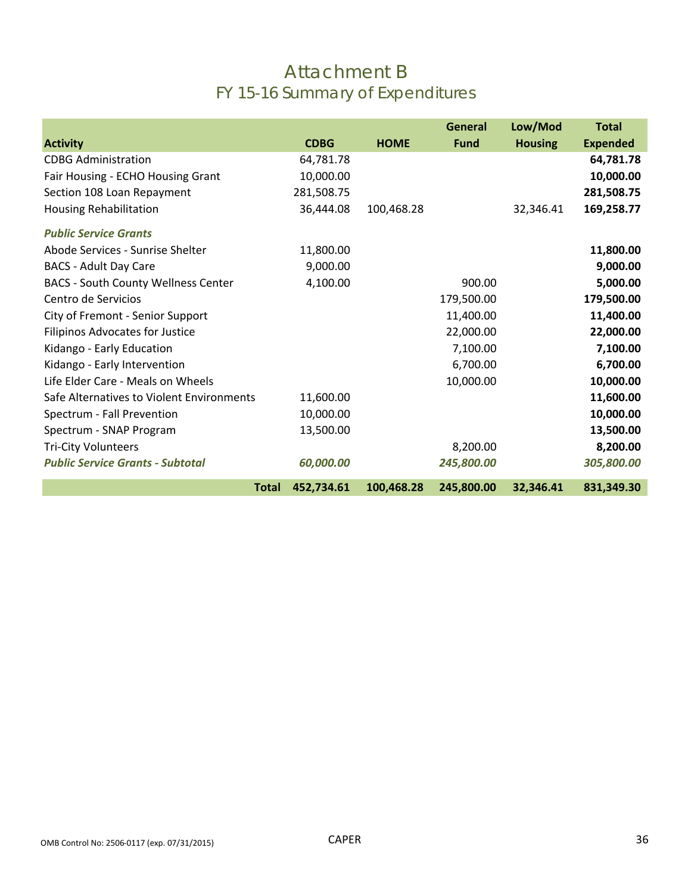# Attachment B
## FY 15-16 Summary of Expenditures

| Activity | CDBG | HOME | General Fund | Low/Mod Housing | Total Expended |
|---|---|---|---|---|---|
| CDBG Administration | 64,781.78 | | | | **64,781.78** |
| Fair Housing - ECHO Housing Grant | 10,000.00 | | | | **10,000.00** |
| Section 108 Loan Repayment | 281,508.75 | | | | **281,508.75** |
| Housing Rehabilitation | 36,444.08 | 100,468.28 | | 32,346.41 | **169,258.77** |
| ***Public Service Grants*** | | | | | |
| Abode Services - Sunrise Shelter | 11,800.00 | | | | **11,800.00** |
| BACS - Adult Day Care | 9,000.00 | | | | **9,000.00** |
| BACS - South County Wellness Center | 4,100.00 | | 900.00 | | **5,000.00** |
| Centro de Servicios | | | 179,500.00 | | **179,500.00** |
| City of Fremont - Senior Support | | | 11,400.00 | | **11,400.00** |
| Filipinos Advocates for Justice | | | 22,000.00 | | **22,000.00** |
| Kidango - Early Education | | | 7,100.00 | | **7,100.00** |
| Kidango - Early Intervention | | | 6,700.00 | | **6,700.00** |
| Life Elder Care - Meals on Wheels | | | 10,000.00 | | **10,000.00** |
| Safe Alternatives to Violent Environments | 11,600.00 | | | | **11,600.00** |
| Spectrum - Fall Prevention | 10,000.00 | | | | **10,000.00** |
| Spectrum - SNAP Program | 13,500.00 | | | | **13,500.00** |
| Tri-City Volunteers | | | 8,200.00 | | **8,200.00** |
| ***Public Service Grants - Subtotal*** | ***60,000.00*** | | ***245,800.00*** | | ***305,800.00*** |
| **Total** | **452,734.61** | **100,468.28** | **245,800.00** | **32,346.41** | **831,349.30** |

OMB Control No: 2506-0117 (exp. 07/31/2015)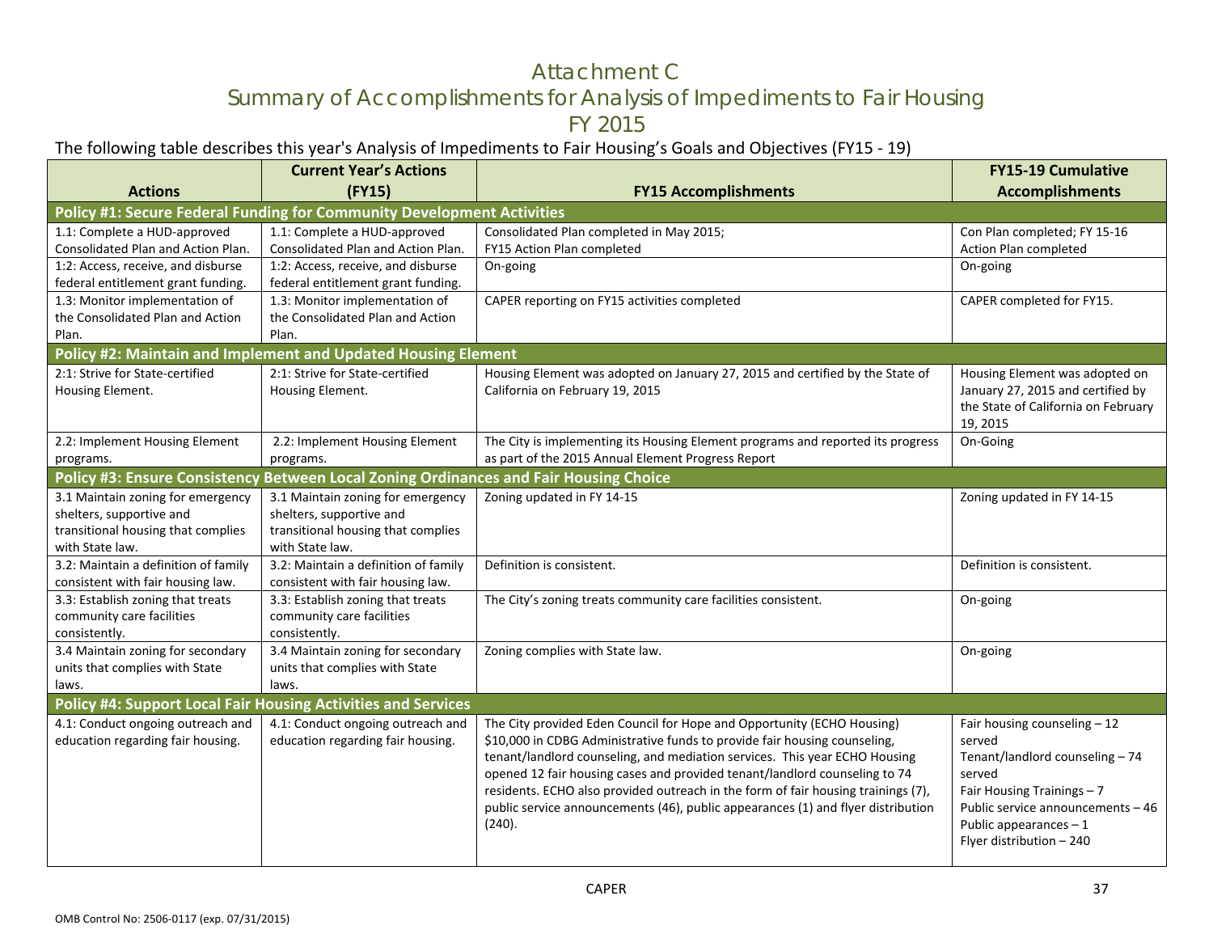# Attachment C
## Summary of Accomplishments for Analysis of Impediments to Fair Housing
## FY 2015

The following table describes this year's Analysis of Impediments to Fair Housing's Goals and Objectives (FY15 - 19)

| Actions | Current Year's Actions (FY15) | FY15 Accomplishments | FY15-19 Cumulative Accomplishments |
|---|---|---|---|
| **Policy #1: Secure Federal Funding for Community Development Activities** | | | |
| 1.1: Complete a HUD-approved Consolidated Plan and Action Plan. | 1.1: Complete a HUD-approved Consolidated Plan and Action Plan. | Consolidated Plan completed in May 2015; FY15 Action Plan completed | Con Plan completed; FY 15-16 Action Plan completed |
| 1:2: Access, receive, and disburse federal entitlement grant funding. | 1:2: Access, receive, and disburse federal entitlement grant funding. | On-going | On-going |
| 1.3: Monitor implementation of the Consolidated Plan and Action Plan. | 1.3: Monitor implementation of the Consolidated Plan and Action Plan. | CAPER reporting on FY15 activities completed | CAPER completed for FY15. |
| **Policy #2: Maintain and Implement and Updated Housing Element** | | | |
| 2:1: Strive for State-certified Housing Element. | 2:1: Strive for State-certified Housing Element. | Housing Element was adopted on January 27, 2015 and certified by the State of California on February 19, 2015 | Housing Element was adopted on January 27, 2015 and certified by the State of California on February 19, 2015 |
| 2.2: Implement Housing Element programs. | 2.2: Implement Housing Element programs. | The City is implementing its Housing Element programs and reported its progress as part of the 2015 Annual Element Progress Report | On-Going |
| **Policy #3: Ensure Consistency Between Local Zoning Ordinances and Fair Housing Choice** | | | |
| 3.1 Maintain zoning for emergency shelters, supportive and transitional housing that complies with State law. | 3.1 Maintain zoning for emergency shelters, supportive and transitional housing that complies with State law. | Zoning updated in FY 14-15 | Zoning updated in FY 14-15 |
| 3.2: Maintain a definition of family consistent with fair housing law. | 3.2: Maintain a definition of family consistent with fair housing law. | Definition is consistent. | Definition is consistent. |
| 3.3: Establish zoning that treats community care facilities consistently. | 3.3: Establish zoning that treats community care facilities consistently. | The City's zoning treats community care facilities consistent. | On-going |
| 3.4 Maintain zoning for secondary units that complies with State laws. | 3.4 Maintain zoning for secondary units that complies with State laws. | Zoning complies with State law. | On-going |
| **Policy #4: Support Local Fair Housing Activities and Services** | | | |
| 4.1: Conduct ongoing outreach and education regarding fair housing. | 4.1: Conduct ongoing outreach and education regarding fair housing. | The City provided Eden Council for Hope and Opportunity (ECHO Housing) $10,000 in CDBG Administrative funds to provide fair housing counseling, tenant/landlord counseling, and mediation services. This year ECHO Housing opened 12 fair housing cases and provided tenant/landlord counseling to 74 residents. ECHO also provided outreach in the form of fair housing trainings (7), public service announcements (46), public appearances (1) and flyer distribution (240). | Fair housing counseling – 12 served<br>Tenant/landlord counseling – 74 served<br>Fair Housing Trainings – 7<br>Public service announcements – 46<br>Public appearances – 1<br>Flyer distribution – 240 |

OMB Control No: 2506-0117 (exp. 07/31/2015)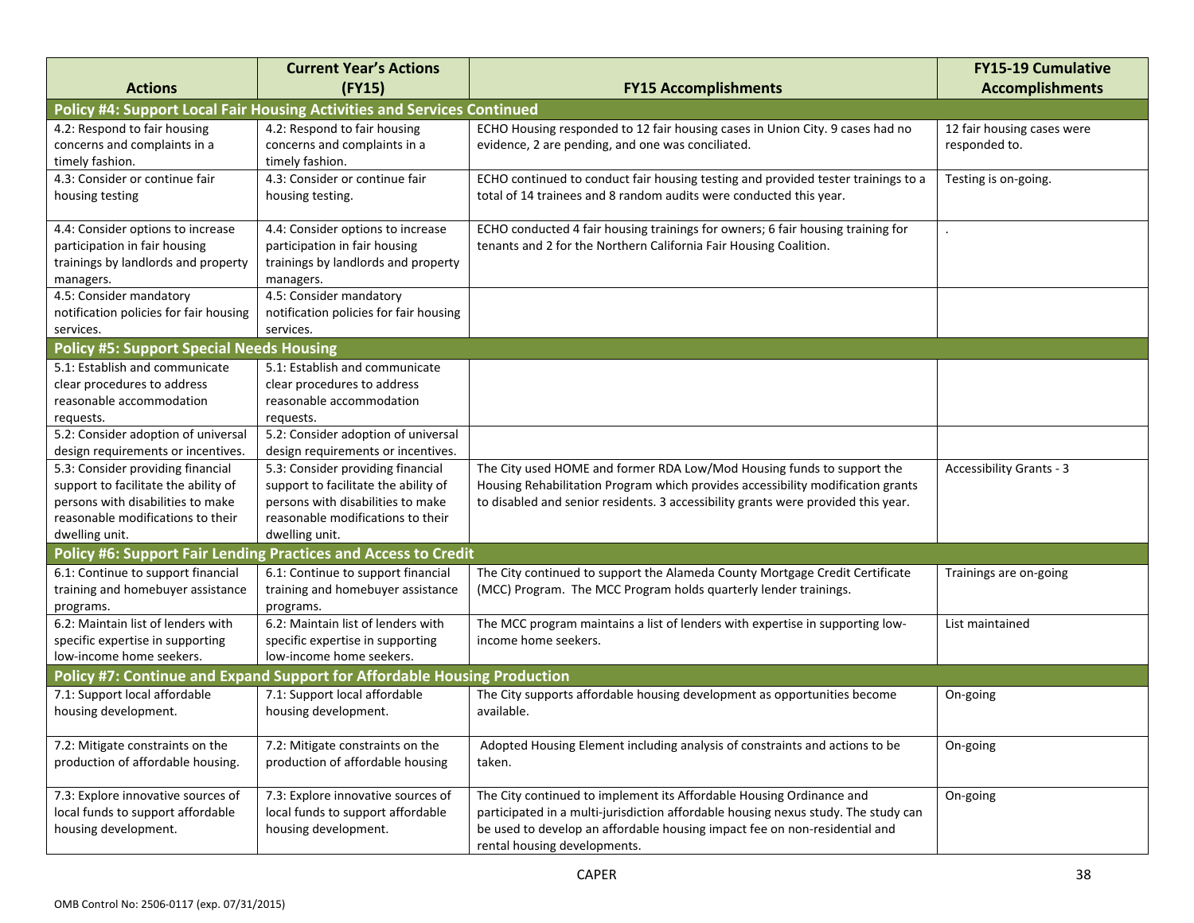| Actions | Current Year's Actions (FY15) | FY15 Accomplishments | FY15-19 Cumulative Accomplishments |
|---|---|---|---|
| **Policy #4: Support Local Fair Housing Activities and Services Continued** | | | |
| 4.2: Respond to fair housing concerns and complaints in a timely fashion. | 4.2: Respond to fair housing concerns and complaints in a timely fashion. | ECHO Housing responded to 12 fair housing cases in Union City. 9 cases had no evidence, 2 are pending, and one was conciliated. | 12 fair housing cases were responded to. |
| 4.3: Consider or continue fair housing testing | 4.3: Consider or continue fair housing testing. | ECHO continued to conduct fair housing testing and provided tester trainings to a total of 14 trainees and 8 random audits were conducted this year. | Testing is on-going. |
| 4.4: Consider options to increase participation in fair housing trainings by landlords and property managers. | 4.4: Consider options to increase participation in fair housing trainings by landlords and property managers. | ECHO conducted 4 fair housing trainings for owners; 6 fair housing training for tenants and 2 for the Northern California Fair Housing Coalition. | . |
| 4.5: Consider mandatory notification policies for fair housing services. | 4.5: Consider mandatory notification policies for fair housing services. | | |
| **Policy #5: Support Special Needs Housing** | | | |
| 5.1: Establish and communicate clear procedures to address reasonable accommodation requests. | 5.1: Establish and communicate clear procedures to address reasonable accommodation requests. | | |
| 5.2: Consider adoption of universal design requirements or incentives. | 5.2: Consider adoption of universal design requirements or incentives. | | |
| 5.3: Consider providing financial support to facilitate the ability of persons with disabilities to make reasonable modifications to their dwelling unit. | 5.3: Consider providing financial support to facilitate the ability of persons with disabilities to make reasonable modifications to their dwelling unit. | The City used HOME and former RDA Low/Mod Housing funds to support the Housing Rehabilitation Program which provides accessibility modification grants to disabled and senior residents. 3 accessibility grants were provided this year. | Accessibility Grants - 3 |
| **Policy #6: Support Fair Lending Practices and Access to Credit** | | | |
| 6.1: Continue to support financial training and homebuyer assistance programs. | 6.1: Continue to support financial training and homebuyer assistance programs. | The City continued to support the Alameda County Mortgage Credit Certificate (MCC) Program. The MCC Program holds quarterly lender trainings. | Trainings are on-going |
| 6.2: Maintain list of lenders with specific expertise in supporting low-income home seekers. | 6.2: Maintain list of lenders with specific expertise in supporting low-income home seekers. | The MCC program maintains a list of lenders with expertise in supporting low-income home seekers. | List maintained |
| **Policy #7: Continue and Expand Support for Affordable Housing Production** | | | |
| 7.1: Support local affordable housing development. | 7.1: Support local affordable housing development. | The City supports affordable housing development as opportunities become available. | On-going |
| 7.2: Mitigate constraints on the production of affordable housing. | 7.2: Mitigate constraints on the production of affordable housing | Adopted Housing Element including analysis of constraints and actions to be taken. | On-going |
| 7.3: Explore innovative sources of local funds to support affordable housing development. | 7.3: Explore innovative sources of local funds to support affordable housing development. | The City continued to implement its Affordable Housing Ordinance and participated in a multi-jurisdiction affordable housing nexus study. The study can be used to develop an affordable housing impact fee on non-residential and rental housing developments. | On-going |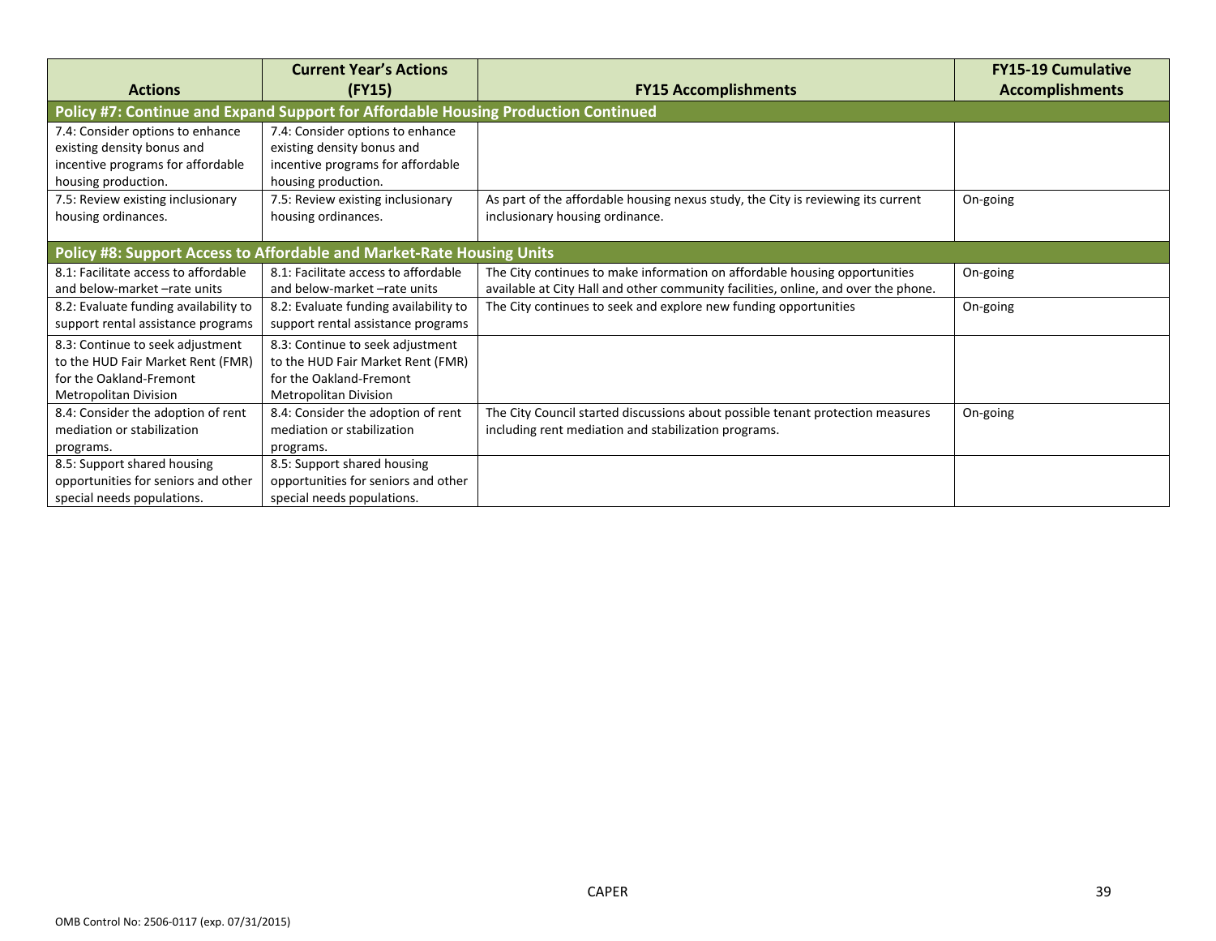| Actions | Current Year's Actions (FY15) | FY15 Accomplishments | FY15-19 Cumulative Accomplishments |
|---|---|---|---|
| **Policy #7: Continue and Expand Support for Affordable Housing Production Continued** | | | |
| 7.4: Consider options to enhance existing density bonus and incentive programs for affordable housing production. | 7.4: Consider options to enhance existing density bonus and incentive programs for affordable housing production. | | |
| 7.5: Review existing inclusionary housing ordinances. | 7.5: Review existing inclusionary housing ordinances. | As part of the affordable housing nexus study, the City is reviewing its current inclusionary housing ordinance. | On-going |
| **Policy #8: Support Access to Affordable and Market-Rate Housing Units** | | | |
| 8.1: Facilitate access to affordable and below-market –rate units | 8.1: Facilitate access to affordable and below-market –rate units | The City continues to make information on affordable housing opportunities available at City Hall and other community facilities, online, and over the phone. | On-going |
| 8.2: Evaluate funding availability to support rental assistance programs | 8.2: Evaluate funding availability to support rental assistance programs | The City continues to seek and explore new funding opportunities | On-going |
| 8.3: Continue to seek adjustment to the HUD Fair Market Rent (FMR) for the Oakland-Fremont Metropolitan Division | 8.3: Continue to seek adjustment to the HUD Fair Market Rent (FMR) for the Oakland-Fremont Metropolitan Division | | |
| 8.4: Consider the adoption of rent mediation or stabilization programs. | 8.4: Consider the adoption of rent mediation or stabilization programs. | The City Council started discussions about possible tenant protection measures including rent mediation and stabilization programs. | On-going |
| 8.5: Support shared housing opportunities for seniors and other special needs populations. | 8.5: Support shared housing opportunities for seniors and other special needs populations. | | |